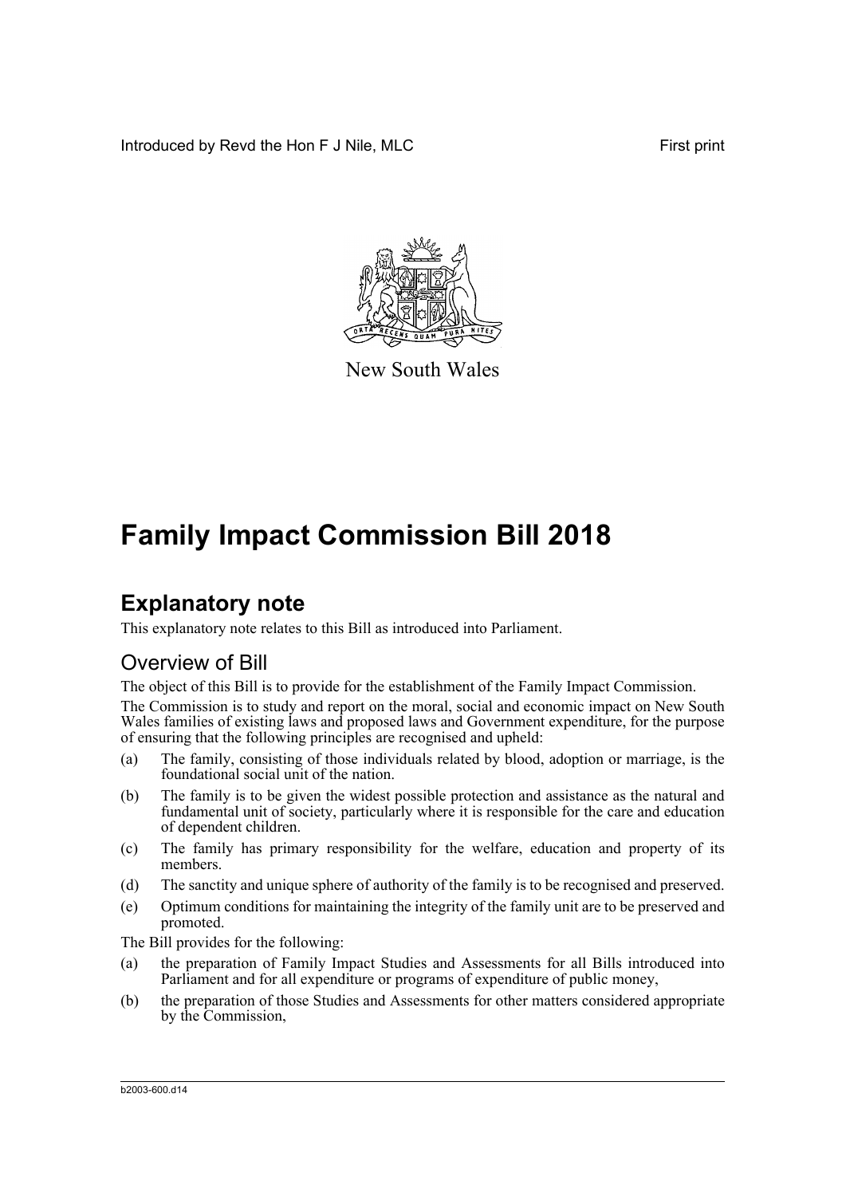Introduced by Revd the Hon F J Nile, MLC

First print

New South Wales

# Family Impact Commission Bill 2018

## Explanatory note

This explanatory note relates to this Bill as introduced into Parliament.

### Overview of Bill

The object of this Bill is to provide for the establishment of the Family Impact Commission.

The Commission is to study and report on the moral, social and economic impact on New South Wales families of existing laws and proposed laws and Government expenditure, for the purpose of ensuring that the following principles are recognised and upheld:

(a) The family, consisting of those individuals related by blood, adoption or marriage, is the foundational social unit of the nation.

(b) The family is to be given the widest possible protection and assistance as the natural and fundamental unit of society, particularly where it is responsible for the care and education of dependent children.

(c) The family has primary responsibility for the welfare, education and property of its members.

(d) The sanctity and unique sphere of authority of the family is to be recognised and preserved.

(e) Optimum conditions for maintaining the integrity of the family unit are to be preserved and promoted.

The Bill provides for the following:

(a) the preparation of Family Impact Studies and Assessments for all Bills introduced into Parliament and for all expenditure or programs of expenditure of public money,

(b) the preparation of those Studies and Assessments for other matters considered appropriate by the Commission,

b2003-600.d14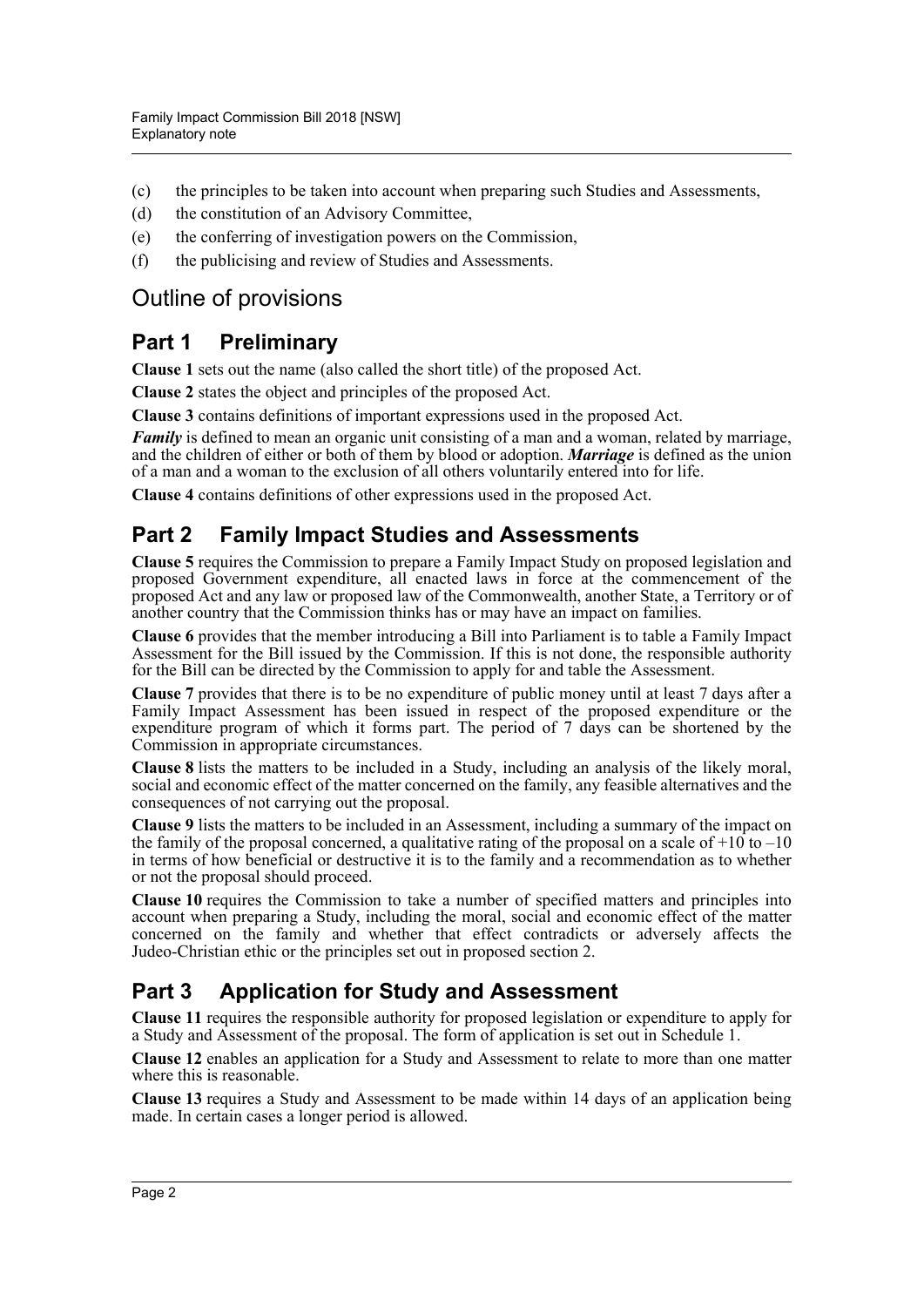(c) the principles to be taken into account when preparing such Studies and Assessments,

(d) the constitution of an Advisory Committee,

(e) the conferring of investigation powers on the Commission,

(f) the publicising and review of Studies and Assessments.

## Outline of provisions

### Part 1 Preliminary

**Clause 1** sets out the name (also called the short title) of the proposed Act.

**Clause 2** states the object and principles of the proposed Act.

**Clause 3** contains definitions of important expressions used in the proposed Act.

***Family*** is defined to mean an organic unit consisting of a man and a woman, related by marriage, and the children of either or both of them by blood or adoption. ***Marriage*** is defined as the union of a man and a woman to the exclusion of all others voluntarily entered into for life.

**Clause 4** contains definitions of other expressions used in the proposed Act.

### Part 2 Family Impact Studies and Assessments

**Clause 5** requires the Commission to prepare a Family Impact Study on proposed legislation and proposed Government expenditure, all enacted laws in force at the commencement of the proposed Act and any law or proposed law of the Commonwealth, another State, a Territory or of another country that the Commission thinks has or may have an impact on families.

**Clause 6** provides that the member introducing a Bill into Parliament is to table a Family Impact Assessment for the Bill issued by the Commission. If this is not done, the responsible authority for the Bill can be directed by the Commission to apply for and table the Assessment.

**Clause 7** provides that there is to be no expenditure of public money until at least 7 days after a Family Impact Assessment has been issued in respect of the proposed expenditure or the expenditure program of which it forms part. The period of 7 days can be shortened by the Commission in appropriate circumstances.

**Clause 8** lists the matters to be included in a Study, including an analysis of the likely moral, social and economic effect of the matter concerned on the family, any feasible alternatives and the consequences of not carrying out the proposal.

**Clause 9** lists the matters to be included in an Assessment, including a summary of the impact on the family of the proposal concerned, a qualitative rating of the proposal on a scale of +10 to –10 in terms of how beneficial or destructive it is to the family and a recommendation as to whether or not the proposal should proceed.

**Clause 10** requires the Commission to take a number of specified matters and principles into account when preparing a Study, including the moral, social and economic effect of the matter concerned on the family and whether that effect contradicts or adversely affects the Judeo-Christian ethic or the principles set out in proposed section 2.

### Part 3 Application for Study and Assessment

**Clause 11** requires the responsible authority for proposed legislation or expenditure to apply for a Study and Assessment of the proposal. The form of application is set out in Schedule 1.

**Clause 12** enables an application for a Study and Assessment to relate to more than one matter where this is reasonable.

**Clause 13** requires a Study and Assessment to be made within 14 days of an application being made. In certain cases a longer period is allowed.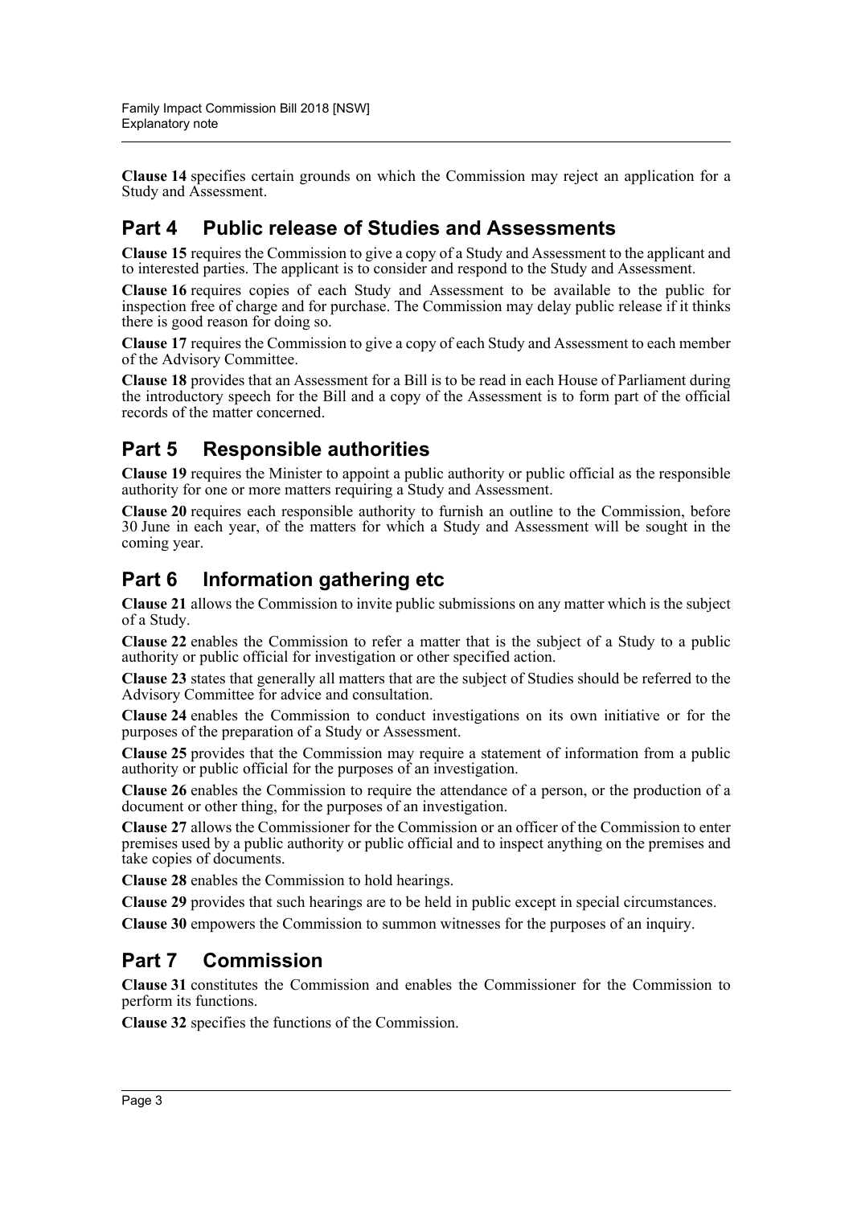**Clause 14** specifies certain grounds on which the Commission may reject an application for a Study and Assessment.

## Part 4 Public release of Studies and Assessments

**Clause 15** requires the Commission to give a copy of a Study and Assessment to the applicant and to interested parties. The applicant is to consider and respond to the Study and Assessment.

**Clause 16** requires copies of each Study and Assessment to be available to the public for inspection free of charge and for purchase. The Commission may delay public release if it thinks there is good reason for doing so.

**Clause 17** requires the Commission to give a copy of each Study and Assessment to each member of the Advisory Committee.

**Clause 18** provides that an Assessment for a Bill is to be read in each House of Parliament during the introductory speech for the Bill and a copy of the Assessment is to form part of the official records of the matter concerned.

## Part 5 Responsible authorities

**Clause 19** requires the Minister to appoint a public authority or public official as the responsible authority for one or more matters requiring a Study and Assessment.

**Clause 20** requires each responsible authority to furnish an outline to the Commission, before 30 June in each year, of the matters for which a Study and Assessment will be sought in the coming year.

## Part 6 Information gathering etc

**Clause 21** allows the Commission to invite public submissions on any matter which is the subject of a Study.

**Clause 22** enables the Commission to refer a matter that is the subject of a Study to a public authority or public official for investigation or other specified action.

**Clause 23** states that generally all matters that are the subject of Studies should be referred to the Advisory Committee for advice and consultation.

**Clause 24** enables the Commission to conduct investigations on its own initiative or for the purposes of the preparation of a Study or Assessment.

**Clause 25** provides that the Commission may require a statement of information from a public authority or public official for the purposes of an investigation.

**Clause 26** enables the Commission to require the attendance of a person, or the production of a document or other thing, for the purposes of an investigation.

**Clause 27** allows the Commissioner for the Commission or an officer of the Commission to enter premises used by a public authority or public official and to inspect anything on the premises and take copies of documents.

**Clause 28** enables the Commission to hold hearings.

**Clause 29** provides that such hearings are to be held in public except in special circumstances.

**Clause 30** empowers the Commission to summon witnesses for the purposes of an inquiry.

## Part 7 Commission

**Clause 31** constitutes the Commission and enables the Commissioner for the Commission to perform its functions.

**Clause 32** specifies the functions of the Commission.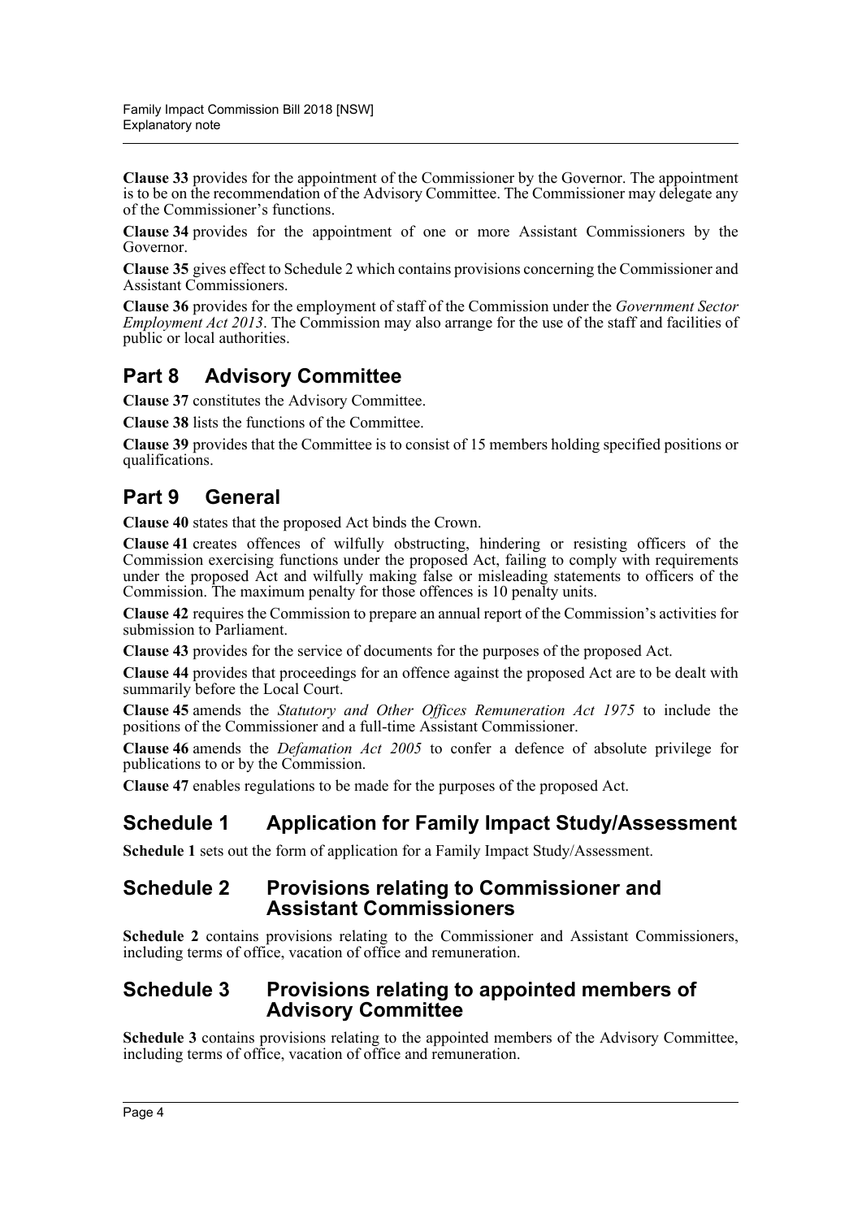**Clause 33** provides for the appointment of the Commissioner by the Governor. The appointment is to be on the recommendation of the Advisory Committee. The Commissioner may delegate any of the Commissioner's functions.

**Clause 34** provides for the appointment of one or more Assistant Commissioners by the Governor.

**Clause 35** gives effect to Schedule 2 which contains provisions concerning the Commissioner and Assistant Commissioners.

**Clause 36** provides for the employment of staff of the Commission under the *Government Sector Employment Act 2013*. The Commission may also arrange for the use of the staff and facilities of public or local authorities.

## Part 8 Advisory Committee

**Clause 37** constitutes the Advisory Committee.

**Clause 38** lists the functions of the Committee.

**Clause 39** provides that the Committee is to consist of 15 members holding specified positions or qualifications.

## Part 9 General

**Clause 40** states that the proposed Act binds the Crown.

**Clause 41** creates offences of wilfully obstructing, hindering or resisting officers of the Commission exercising functions under the proposed Act, failing to comply with requirements under the proposed Act and wilfully making false or misleading statements to officers of the Commission. The maximum penalty for those offences is 10 penalty units.

**Clause 42** requires the Commission to prepare an annual report of the Commission's activities for submission to Parliament.

**Clause 43** provides for the service of documents for the purposes of the proposed Act.

**Clause 44** provides that proceedings for an offence against the proposed Act are to be dealt with summarily before the Local Court.

**Clause 45** amends the *Statutory and Other Offices Remuneration Act 1975* to include the positions of the Commissioner and a full-time Assistant Commissioner.

**Clause 46** amends the *Defamation Act 2005* to confer a defence of absolute privilege for publications to or by the Commission.

**Clause 47** enables regulations to be made for the purposes of the proposed Act.

## Schedule 1 Application for Family Impact Study/Assessment

**Schedule 1** sets out the form of application for a Family Impact Study/Assessment.

## Schedule 2 Provisions relating to Commissioner and Assistant Commissioners

**Schedule 2** contains provisions relating to the Commissioner and Assistant Commissioners, including terms of office, vacation of office and remuneration.

## Schedule 3 Provisions relating to appointed members of Advisory Committee

**Schedule 3** contains provisions relating to the appointed members of the Advisory Committee, including terms of office, vacation of office and remuneration.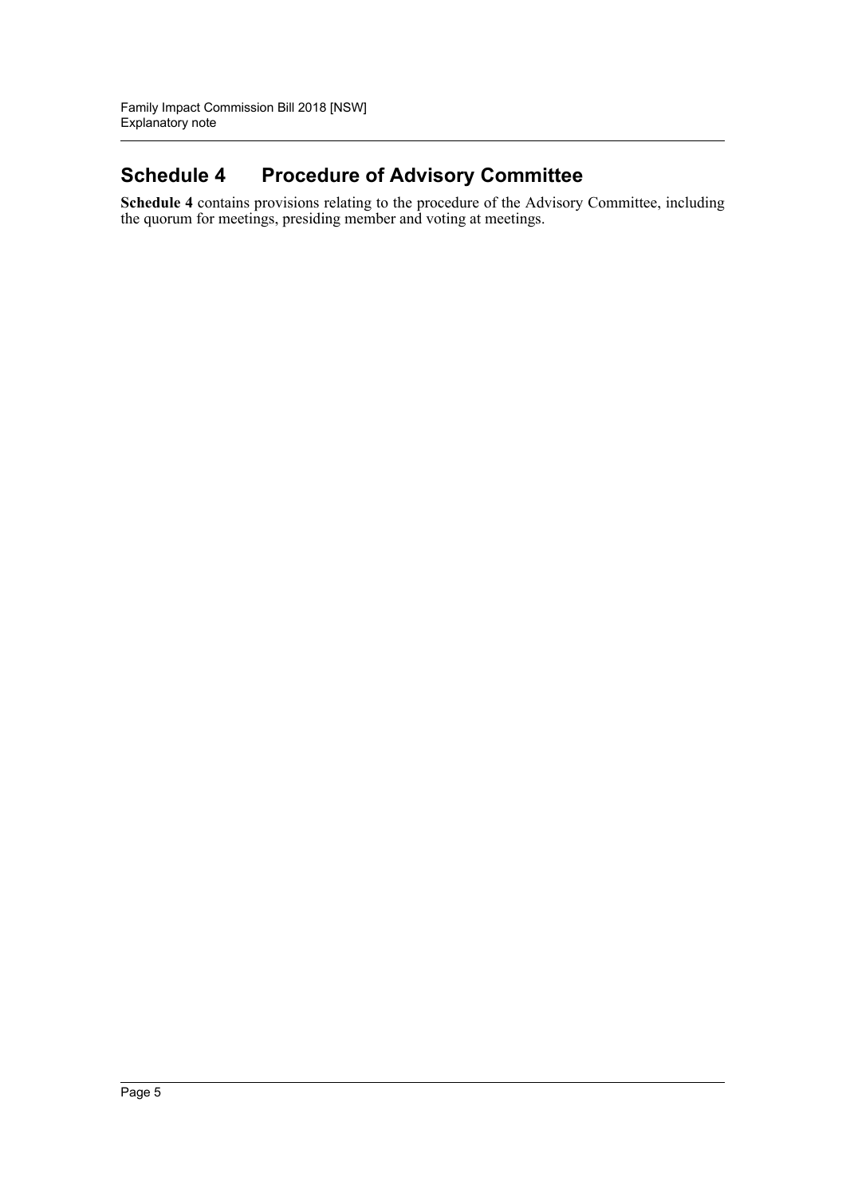## Schedule 4 Procedure of Advisory Committee

**Schedule 4** contains provisions relating to the procedure of the Advisory Committee, including the quorum for meetings, presiding member and voting at meetings.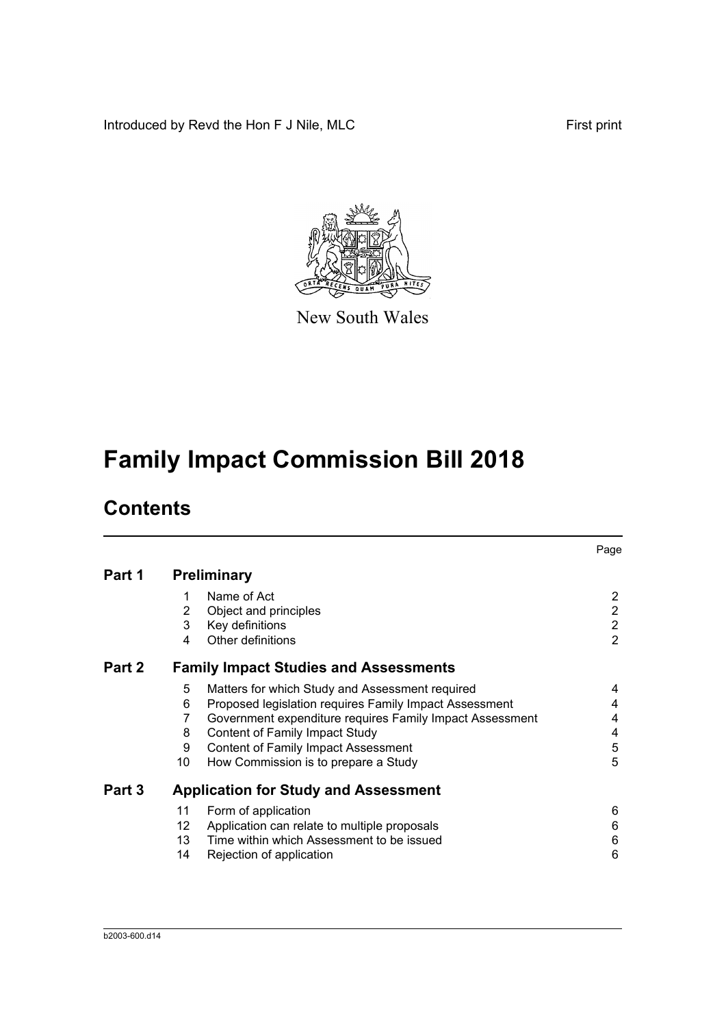Introduced by Revd the Hon F J Nile, MLC

First print

New South Wales

# Family Impact Commission Bill 2018

## Contents

| | | | Page |
|---|---|---|---|
| **Part 1** | **Preliminary** | | |
| | 1 | Name of Act | 2 |
| | 2 | Object and principles | 2 |
| | 3 | Key definitions | 2 |
| | 4 | Other definitions | 2 |
| **Part 2** | **Family Impact Studies and Assessments** | | |
| | 5 | Matters for which Study and Assessment required | 4 |
| | 6 | Proposed legislation requires Family Impact Assessment | 4 |
| | 7 | Government expenditure requires Family Impact Assessment | 4 |
| | 8 | Content of Family Impact Study | 4 |
| | 9 | Content of Family Impact Assessment | 5 |
| | 10 | How Commission is to prepare a Study | 5 |
| **Part 3** | **Application for Study and Assessment** | | |
| | 11 | Form of application | 6 |
| | 12 | Application can relate to multiple proposals | 6 |
| | 13 | Time within which Assessment to be issued | 6 |
| | 14 | Rejection of application | 6 |

b2003-600.d14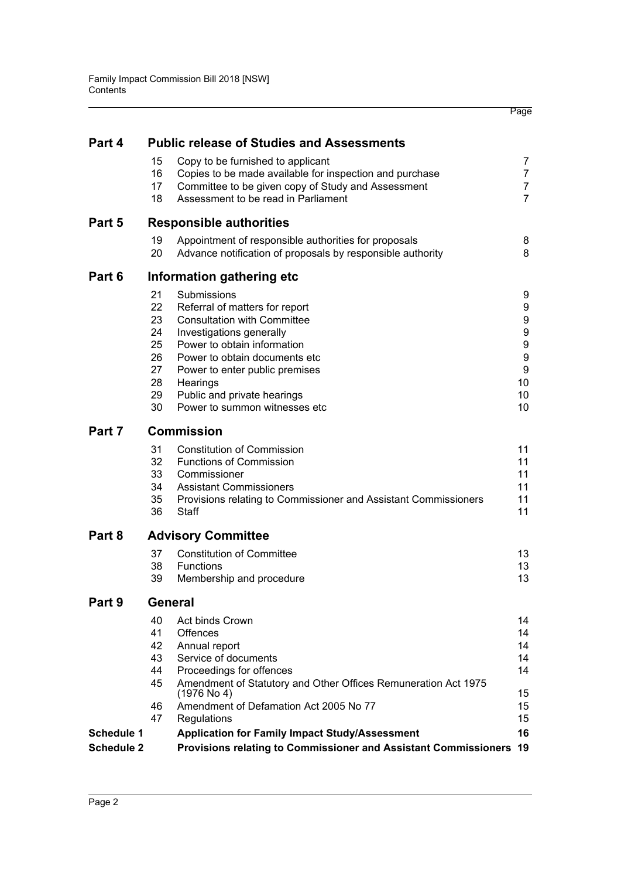| | | | Page |
|---|---|---|---|
| **Part 4** | | **Public release of Studies and Assessments** | |
| | 15 | Copy to be furnished to applicant | 7 |
| | 16 | Copies to be made available for inspection and purchase | 7 |
| | 17 | Committee to be given copy of Study and Assessment | 7 |
| | 18 | Assessment to be read in Parliament | 7 |
| **Part 5** | | **Responsible authorities** | |
| | 19 | Appointment of responsible authorities for proposals | 8 |
| | 20 | Advance notification of proposals by responsible authority | 8 |
| **Part 6** | | **Information gathering etc** | |
| | 21 | Submissions | 9 |
| | 22 | Referral of matters for report | 9 |
| | 23 | Consultation with Committee | 9 |
| | 24 | Investigations generally | 9 |
| | 25 | Power to obtain information | 9 |
| | 26 | Power to obtain documents etc | 9 |
| | 27 | Power to enter public premises | 9 |
| | 28 | Hearings | 10 |
| | 29 | Public and private hearings | 10 |
| | 30 | Power to summon witnesses etc | 10 |
| **Part 7** | | **Commission** | |
| | 31 | Constitution of Commission | 11 |
| | 32 | Functions of Commission | 11 |
| | 33 | Commissioner | 11 |
| | 34 | Assistant Commissioners | 11 |
| | 35 | Provisions relating to Commissioner and Assistant Commissioners | 11 |
| | 36 | Staff | 11 |
| **Part 8** | | **Advisory Committee** | |
| | 37 | Constitution of Committee | 13 |
| | 38 | Functions | 13 |
| | 39 | Membership and procedure | 13 |
| **Part 9** | | **General** | |
| | 40 | Act binds Crown | 14 |
| | 41 | Offences | 14 |
| | 42 | Annual report | 14 |
| | 43 | Service of documents | 14 |
| | 44 | Proceedings for offences | 14 |
| | 45 | Amendment of Statutory and Other Offices Remuneration Act 1975 (1976 No 4) | 15 |
| | 46 | Amendment of Defamation Act 2005 No 77 | 15 |
| | 47 | Regulations | 15 |
| **Schedule 1** | | **Application for Family Impact Study/Assessment** | **16** |
| **Schedule 2** | | **Provisions relating to Commissioner and Assistant Commissioners** | **19** |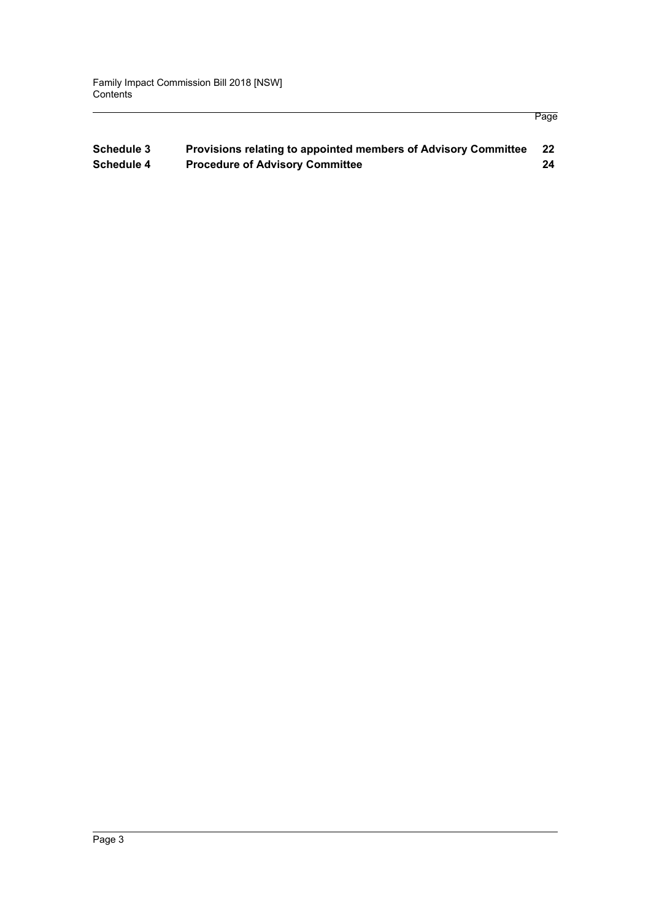| | | Page |
|---|---|---|
| **Schedule 3** | **Provisions relating to appointed members of Advisory Committee** | **22** |
| **Schedule 4** | **Procedure of Advisory Committee** | **24** |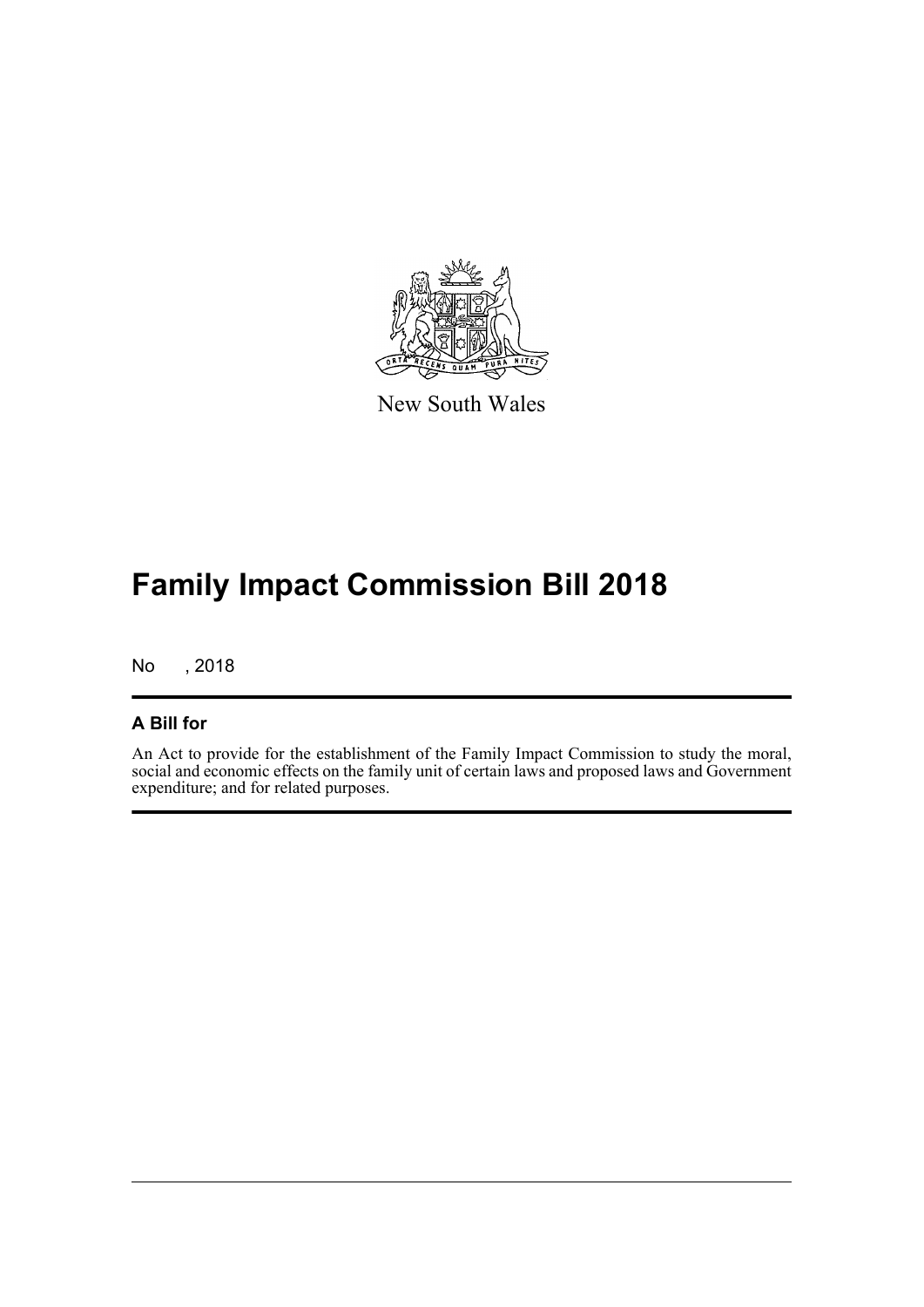New South Wales

# Family Impact Commission Bill 2018

No , 2018

## A Bill for

An Act to provide for the establishment of the Family Impact Commission to study the moral, social and economic effects on the family unit of certain laws and proposed laws and Government expenditure; and for related purposes.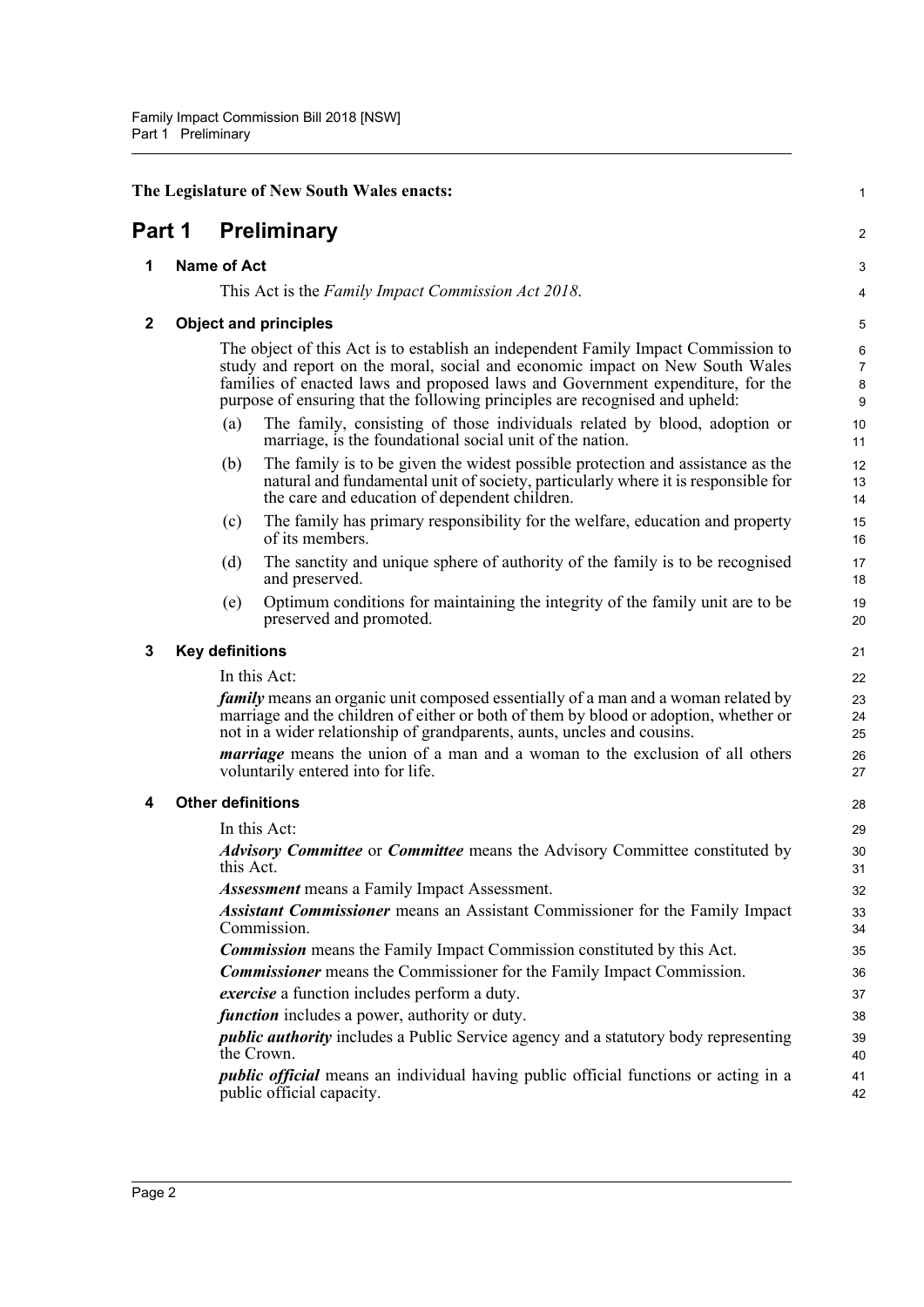The Legislature of New South Wales enacts:

# Part 1 Preliminary

## 1 Name of Act

This Act is the *Family Impact Commission Act 2018*.

## 2 Object and principles

The object of this Act is to establish an independent Family Impact Commission to study and report on the moral, social and economic impact on New South Wales families of enacted laws and proposed laws and Government expenditure, for the purpose of ensuring that the following principles are recognised and upheld:

(a) The family, consisting of those individuals related by blood, adoption or marriage, is the foundational social unit of the nation.

(b) The family is to be given the widest possible protection and assistance as the natural and fundamental unit of society, particularly where it is responsible for the care and education of dependent children.

(c) The family has primary responsibility for the welfare, education and property of its members.

(d) The sanctity and unique sphere of authority of the family is to be recognised and preserved.

(e) Optimum conditions for maintaining the integrity of the family unit are to be preserved and promoted.

## 3 Key definitions

In this Act:

***family*** means an organic unit composed essentially of a man and a woman related by marriage and the children of either or both of them by blood or adoption, whether or not in a wider relationship of grandparents, aunts, uncles and cousins.

***marriage*** means the union of a man and a woman to the exclusion of all others voluntarily entered into for life.

## 4 Other definitions

In this Act:

***Advisory Committee*** or ***Committee*** means the Advisory Committee constituted by this Act.

***Assessment*** means a Family Impact Assessment.

***Assistant Commissioner*** means an Assistant Commissioner for the Family Impact Commission.

***Commission*** means the Family Impact Commission constituted by this Act.

***Commissioner*** means the Commissioner for the Family Impact Commission.

***exercise*** a function includes perform a duty.

***function*** includes a power, authority or duty.

***public authority*** includes a Public Service agency and a statutory body representing the Crown.

***public official*** means an individual having public official functions or acting in a public official capacity.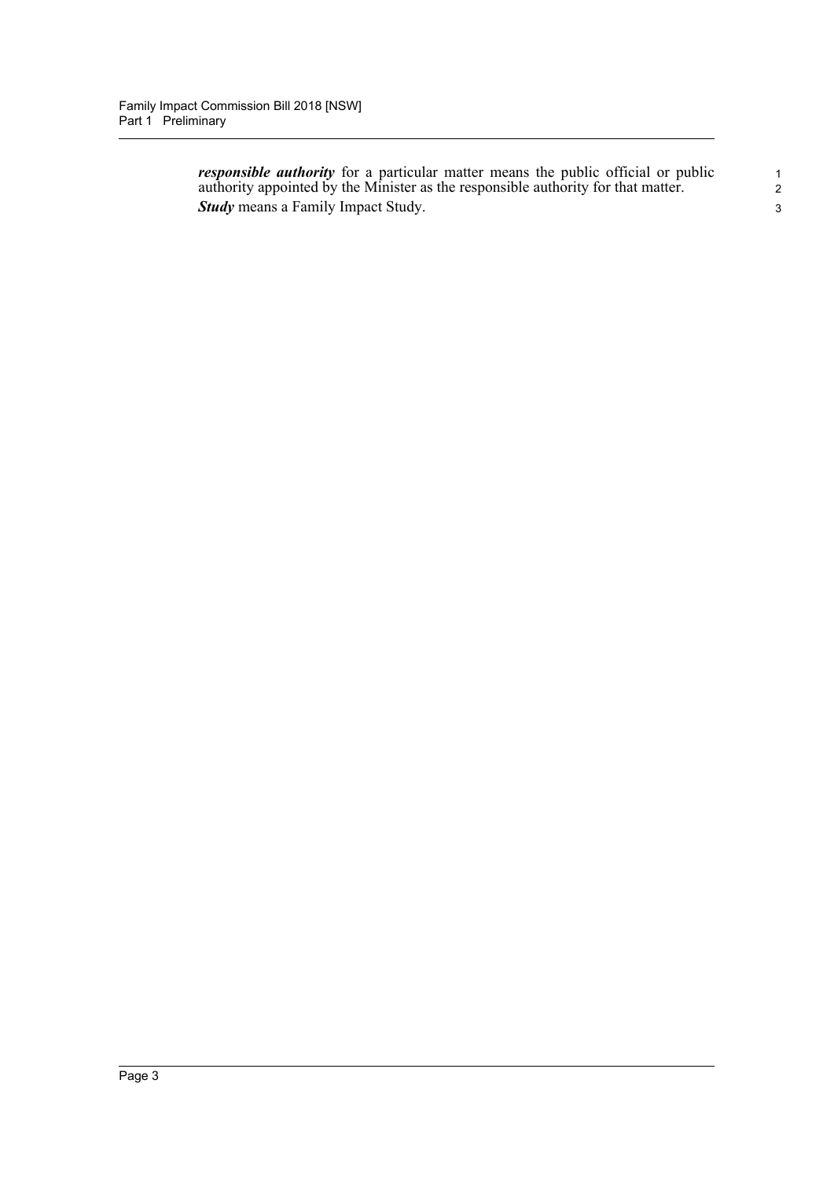***responsible authority*** for a particular matter means the public official or public authority appointed by the Minister as the responsible authority for that matter.

***Study*** means a Family Impact Study.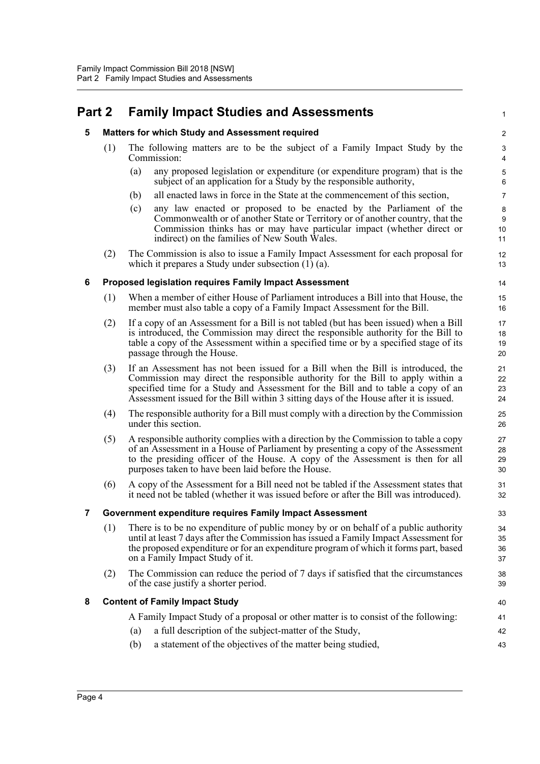# Part 2 Family Impact Studies and Assessments

## 5 Matters for which Study and Assessment required

(1) The following matters are to be the subject of a Family Impact Study by the Commission:

(a) any proposed legislation or expenditure (or expenditure program) that is the subject of an application for a Study by the responsible authority,

(b) all enacted laws in force in the State at the commencement of this section,

(c) any law enacted or proposed to be enacted by the Parliament of the Commonwealth or of another State or Territory or of another country, that the Commission thinks has or may have particular impact (whether direct or indirect) on the families of New South Wales.

(2) The Commission is also to issue a Family Impact Assessment for each proposal for which it prepares a Study under subsection (1) (a).

## 6 Proposed legislation requires Family Impact Assessment

(1) When a member of either House of Parliament introduces a Bill into that House, the member must also table a copy of a Family Impact Assessment for the Bill.

(2) If a copy of an Assessment for a Bill is not tabled (but has been issued) when a Bill is introduced, the Commission may direct the responsible authority for the Bill to table a copy of the Assessment within a specified time or by a specified stage of its passage through the House.

(3) If an Assessment has not been issued for a Bill when the Bill is introduced, the Commission may direct the responsible authority for the Bill to apply within a specified time for a Study and Assessment for the Bill and to table a copy of an Assessment issued for the Bill within 3 sitting days of the House after it is issued.

(4) The responsible authority for a Bill must comply with a direction by the Commission under this section.

(5) A responsible authority complies with a direction by the Commission to table a copy of an Assessment in a House of Parliament by presenting a copy of the Assessment to the presiding officer of the House. A copy of the Assessment is then for all purposes taken to have been laid before the House.

(6) A copy of the Assessment for a Bill need not be tabled if the Assessment states that it need not be tabled (whether it was issued before or after the Bill was introduced).

## 7 Government expenditure requires Family Impact Assessment

(1) There is to be no expenditure of public money by or on behalf of a public authority until at least 7 days after the Commission has issued a Family Impact Assessment for the proposed expenditure or for an expenditure program of which it forms part, based on a Family Impact Study of it.

(2) The Commission can reduce the period of 7 days if satisfied that the circumstances of the case justify a shorter period.

## 8 Content of Family Impact Study

A Family Impact Study of a proposal or other matter is to consist of the following:

(a) a full description of the subject-matter of the Study,

(b) a statement of the objectives of the matter being studied,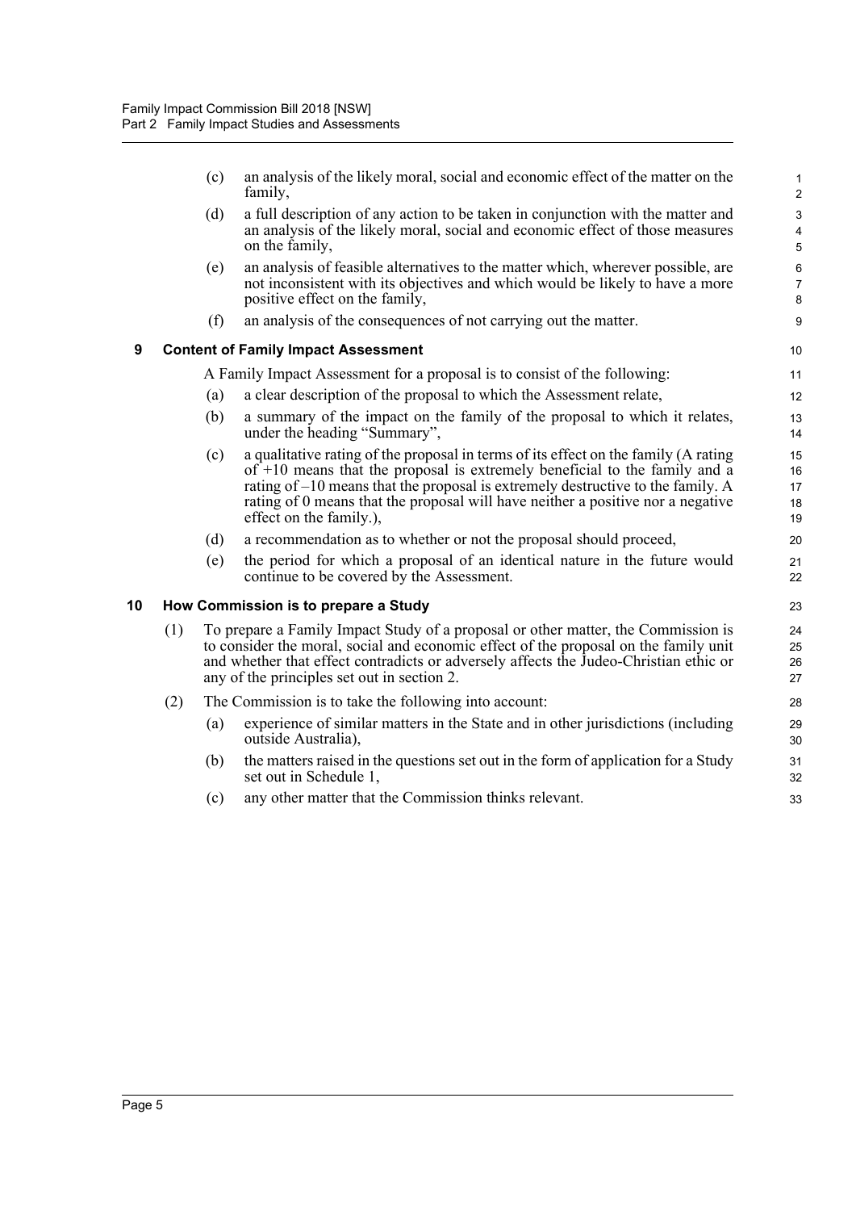(c) an analysis of the likely moral, social and economic effect of the matter on the family,

(d) a full description of any action to be taken in conjunction with the matter and an analysis of the likely moral, social and economic effect of those measures on the family,

(e) an analysis of feasible alternatives to the matter which, wherever possible, are not inconsistent with its objectives and which would be likely to have a more positive effect on the family,

(f) an analysis of the consequences of not carrying out the matter.

### 9 Content of Family Impact Assessment

A Family Impact Assessment for a proposal is to consist of the following:

(a) a clear description of the proposal to which the Assessment relate,

(b) a summary of the impact on the family of the proposal to which it relates, under the heading "Summary",

(c) a qualitative rating of the proposal in terms of its effect on the family (A rating of +10 means that the proposal is extremely beneficial to the family and a rating of –10 means that the proposal is extremely destructive to the family. A rating of 0 means that the proposal will have neither a positive nor a negative effect on the family.),

(d) a recommendation as to whether or not the proposal should proceed,

(e) the period for which a proposal of an identical nature in the future would continue to be covered by the Assessment.

### 10 How Commission is to prepare a Study

(1) To prepare a Family Impact Study of a proposal or other matter, the Commission is to consider the moral, social and economic effect of the proposal on the family unit and whether that effect contradicts or adversely affects the Judeo-Christian ethic or any of the principles set out in section 2.

(2) The Commission is to take the following into account:

(a) experience of similar matters in the State and in other jurisdictions (including outside Australia),

(b) the matters raised in the questions set out in the form of application for a Study set out in Schedule 1,

(c) any other matter that the Commission thinks relevant.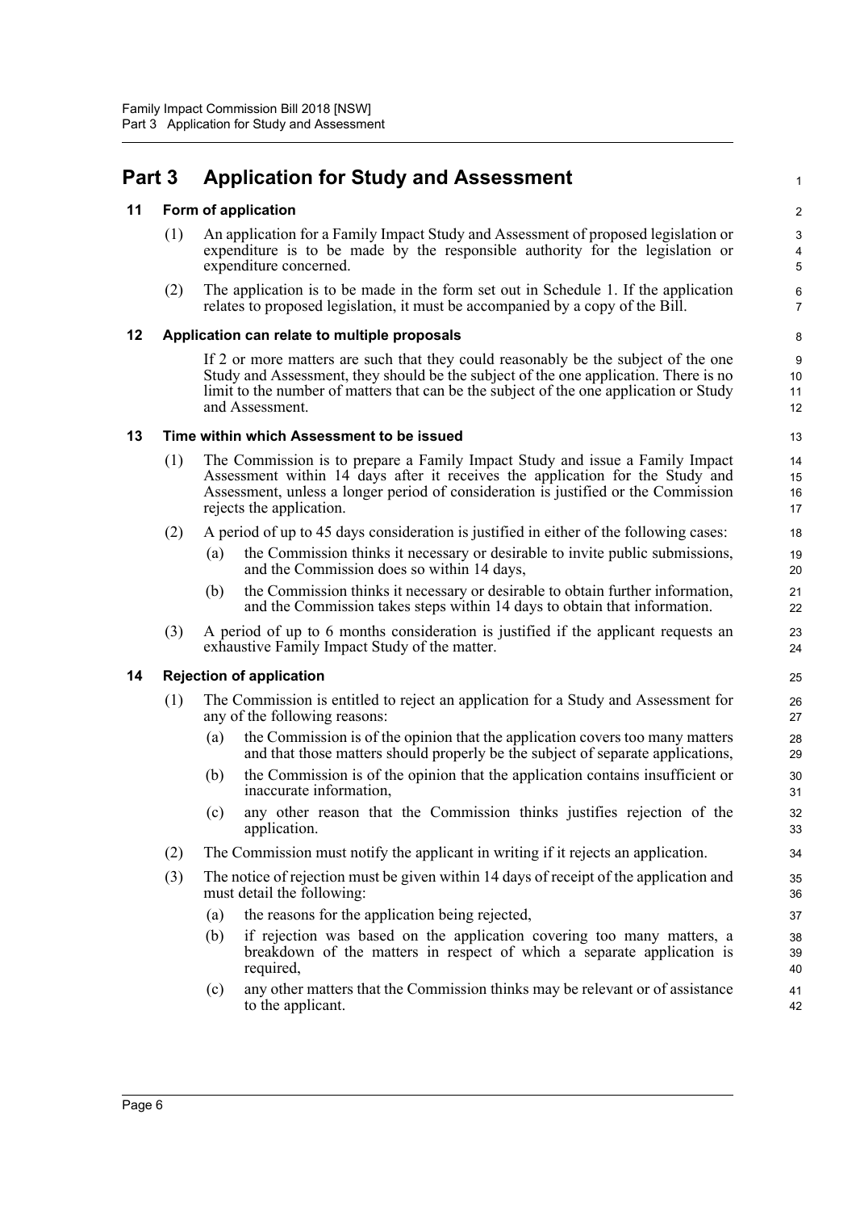# Part 3 Application for Study and Assessment

## 11 Form of application

(1) An application for a Family Impact Study and Assessment of proposed legislation or expenditure is to be made by the responsible authority for the legislation or expenditure concerned.

(2) The application is to be made in the form set out in Schedule 1. If the application relates to proposed legislation, it must be accompanied by a copy of the Bill.

## 12 Application can relate to multiple proposals

If 2 or more matters are such that they could reasonably be the subject of the one Study and Assessment, they should be the subject of the one application. There is no limit to the number of matters that can be the subject of the one application or Study and Assessment.

## 13 Time within which Assessment to be issued

(1) The Commission is to prepare a Family Impact Study and issue a Family Impact Assessment within 14 days after it receives the application for the Study and Assessment, unless a longer period of consideration is justified or the Commission rejects the application.

(2) A period of up to 45 days consideration is justified in either of the following cases:

- (a) the Commission thinks it necessary or desirable to invite public submissions, and the Commission does so within 14 days,
- (b) the Commission thinks it necessary or desirable to obtain further information, and the Commission takes steps within 14 days to obtain that information.

(3) A period of up to 6 months consideration is justified if the applicant requests an exhaustive Family Impact Study of the matter.

## 14 Rejection of application

(1) The Commission is entitled to reject an application for a Study and Assessment for any of the following reasons:

- (a) the Commission is of the opinion that the application covers too many matters and that those matters should properly be the subject of separate applications,
- (b) the Commission is of the opinion that the application contains insufficient or inaccurate information,
- (c) any other reason that the Commission thinks justifies rejection of the application.

(2) The Commission must notify the applicant in writing if it rejects an application.

(3) The notice of rejection must be given within 14 days of receipt of the application and must detail the following:

- (a) the reasons for the application being rejected,
- (b) if rejection was based on the application covering too many matters, a breakdown of the matters in respect of which a separate application is required,
- (c) any other matters that the Commission thinks may be relevant or of assistance to the applicant.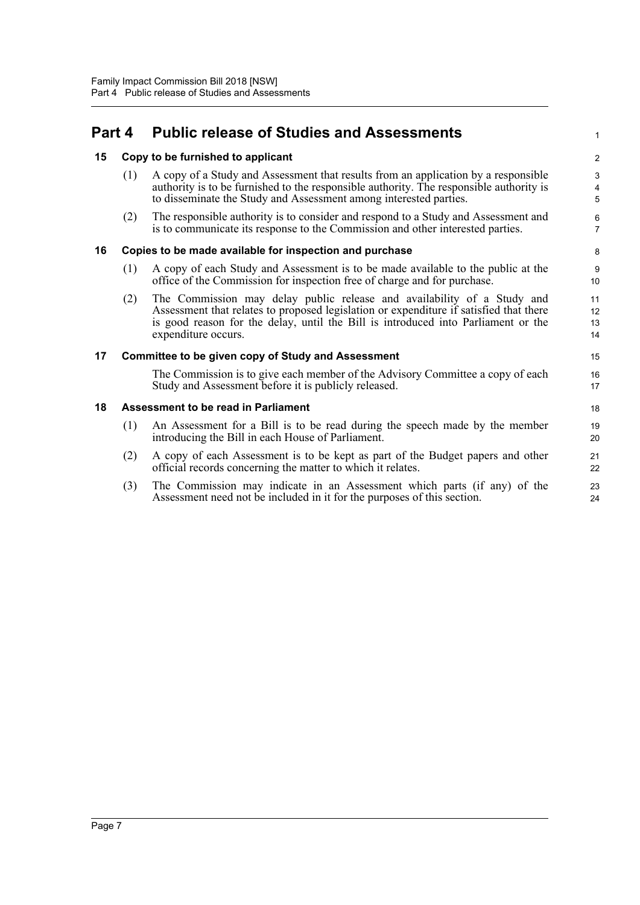# Part 4 Public release of Studies and Assessments

## 15 Copy to be furnished to applicant

(1) A copy of a Study and Assessment that results from an application by a responsible authority is to be furnished to the responsible authority. The responsible authority is to disseminate the Study and Assessment among interested parties.

(2) The responsible authority is to consider and respond to a Study and Assessment and is to communicate its response to the Commission and other interested parties.

## 16 Copies to be made available for inspection and purchase

(1) A copy of each Study and Assessment is to be made available to the public at the office of the Commission for inspection free of charge and for purchase.

(2) The Commission may delay public release and availability of a Study and Assessment that relates to proposed legislation or expenditure if satisfied that there is good reason for the delay, until the Bill is introduced into Parliament or the expenditure occurs.

## 17 Committee to be given copy of Study and Assessment

The Commission is to give each member of the Advisory Committee a copy of each Study and Assessment before it is publicly released.

## 18 Assessment to be read in Parliament

(1) An Assessment for a Bill is to be read during the speech made by the member introducing the Bill in each House of Parliament.

(2) A copy of each Assessment is to be kept as part of the Budget papers and other official records concerning the matter to which it relates.

(3) The Commission may indicate in an Assessment which parts (if any) of the Assessment need not be included in it for the purposes of this section.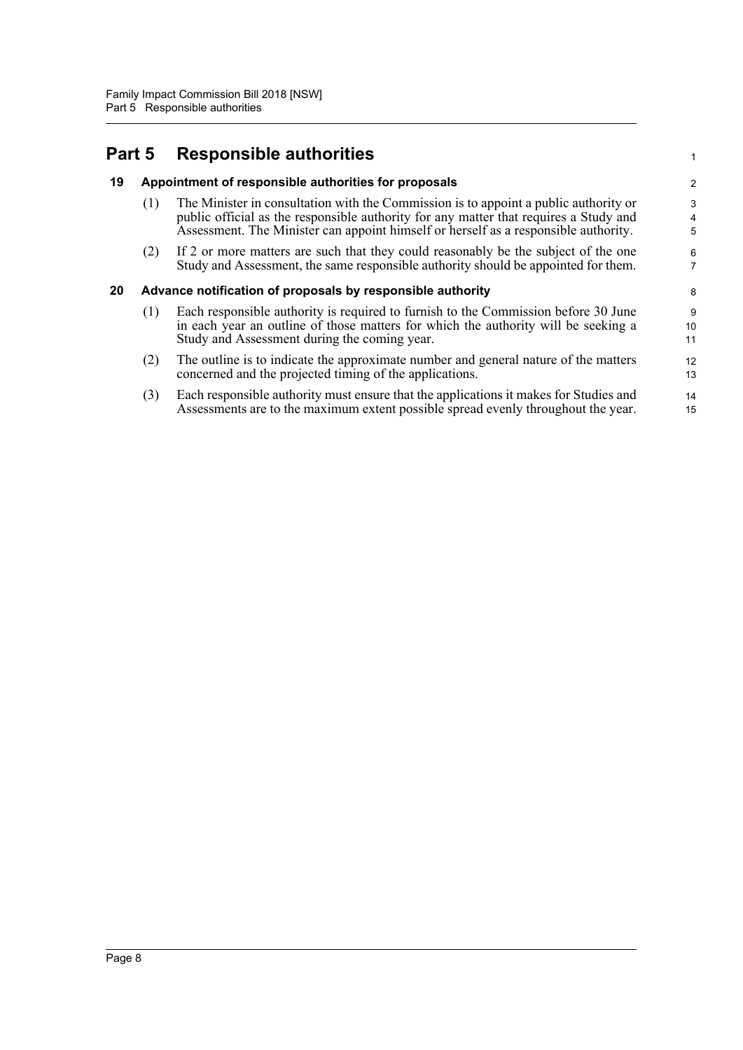# Part 5 Responsible authorities

## 19 Appointment of responsible authorities for proposals

(1) The Minister in consultation with the Commission is to appoint a public authority or public official as the responsible authority for any matter that requires a Study and Assessment. The Minister can appoint himself or herself as a responsible authority.

(2) If 2 or more matters are such that they could reasonably be the subject of the one Study and Assessment, the same responsible authority should be appointed for them.

## 20 Advance notification of proposals by responsible authority

(1) Each responsible authority is required to furnish to the Commission before 30 June in each year an outline of those matters for which the authority will be seeking a Study and Assessment during the coming year.

(2) The outline is to indicate the approximate number and general nature of the matters concerned and the projected timing of the applications.

(3) Each responsible authority must ensure that the applications it makes for Studies and Assessments are to the maximum extent possible spread evenly throughout the year.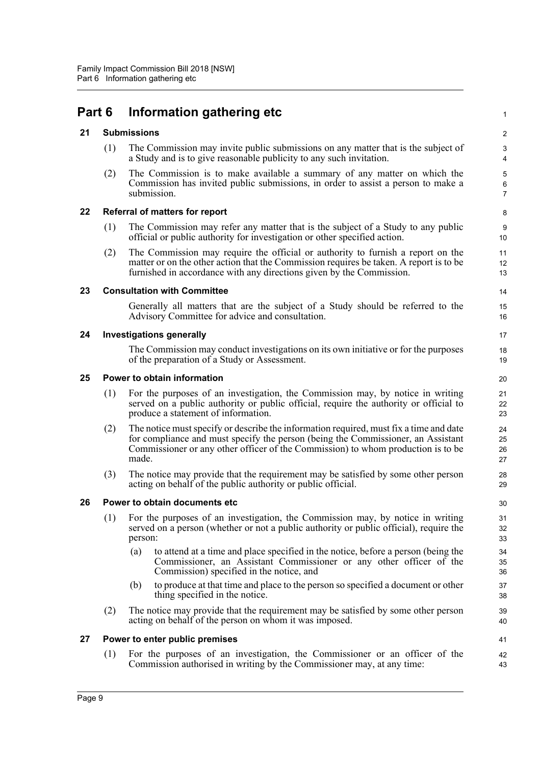# Part 6 Information gathering etc

## 21 Submissions

(1) The Commission may invite public submissions on any matter that is the subject of a Study and is to give reasonable publicity to any such invitation.

(2) The Commission is to make available a summary of any matter on which the Commission has invited public submissions, in order to assist a person to make a submission.

## 22 Referral of matters for report

(1) The Commission may refer any matter that is the subject of a Study to any public official or public authority for investigation or other specified action.

(2) The Commission may require the official or authority to furnish a report on the matter or on the other action that the Commission requires be taken. A report is to be furnished in accordance with any directions given by the Commission.

## 23 Consultation with Committee

Generally all matters that are the subject of a Study should be referred to the Advisory Committee for advice and consultation.

## 24 Investigations generally

The Commission may conduct investigations on its own initiative or for the purposes of the preparation of a Study or Assessment.

## 25 Power to obtain information

(1) For the purposes of an investigation, the Commission may, by notice in writing served on a public authority or public official, require the authority or official to produce a statement of information.

(2) The notice must specify or describe the information required, must fix a time and date for compliance and must specify the person (being the Commissioner, an Assistant Commissioner or any other officer of the Commission) to whom production is to be made.

(3) The notice may provide that the requirement may be satisfied by some other person acting on behalf of the public authority or public official.

## 26 Power to obtain documents etc

(1) For the purposes of an investigation, the Commission may, by notice in writing served on a person (whether or not a public authority or public official), require the person:

(a) to attend at a time and place specified in the notice, before a person (being the Commissioner, an Assistant Commissioner or any other officer of the Commission) specified in the notice, and

(b) to produce at that time and place to the person so specified a document or other thing specified in the notice.

(2) The notice may provide that the requirement may be satisfied by some other person acting on behalf of the person on whom it was imposed.

## 27 Power to enter public premises

(1) For the purposes of an investigation, the Commissioner or an officer of the Commission authorised in writing by the Commissioner may, at any time: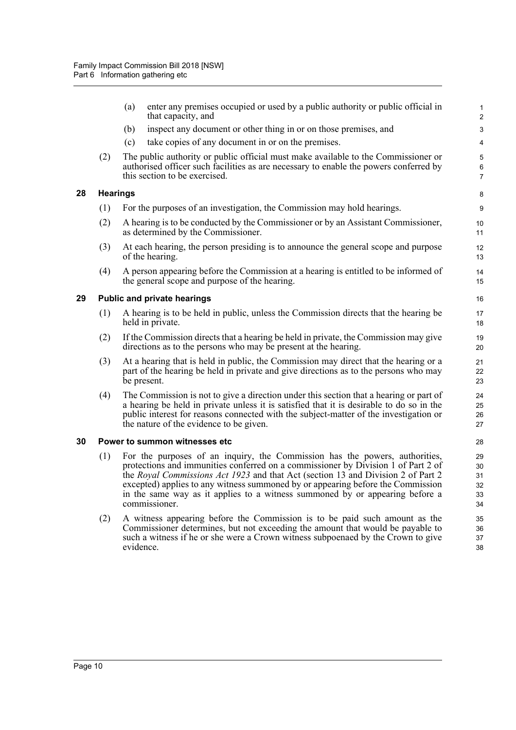(a) enter any premises occupied or used by a public authority or public official in that capacity, and

(b) inspect any document or other thing in or on those premises, and

(c) take copies of any document in or on the premises.

(2) The public authority or public official must make available to the Commissioner or authorised officer such facilities as are necessary to enable the powers conferred by this section to be exercised.

### 28 Hearings

(1) For the purposes of an investigation, the Commission may hold hearings.

(2) A hearing is to be conducted by the Commissioner or by an Assistant Commissioner, as determined by the Commissioner.

(3) At each hearing, the person presiding is to announce the general scope and purpose of the hearing.

(4) A person appearing before the Commission at a hearing is entitled to be informed of the general scope and purpose of the hearing.

### 29 Public and private hearings

(1) A hearing is to be held in public, unless the Commission directs that the hearing be held in private.

(2) If the Commission directs that a hearing be held in private, the Commission may give directions as to the persons who may be present at the hearing.

(3) At a hearing that is held in public, the Commission may direct that the hearing or a part of the hearing be held in private and give directions as to the persons who may be present.

(4) The Commission is not to give a direction under this section that a hearing or part of a hearing be held in private unless it is satisfied that it is desirable to do so in the public interest for reasons connected with the subject-matter of the investigation or the nature of the evidence to be given.

### 30 Power to summon witnesses etc

(1) For the purposes of an inquiry, the Commission has the powers, authorities, protections and immunities conferred on a commissioner by Division 1 of Part 2 of the *Royal Commissions Act 1923* and that Act (section 13 and Division 2 of Part 2 excepted) applies to any witness summoned by or appearing before the Commission in the same way as it applies to a witness summoned by or appearing before a commissioner.

(2) A witness appearing before the Commission is to be paid such amount as the Commissioner determines, but not exceeding the amount that would be payable to such a witness if he or she were a Crown witness subpoenaed by the Crown to give evidence.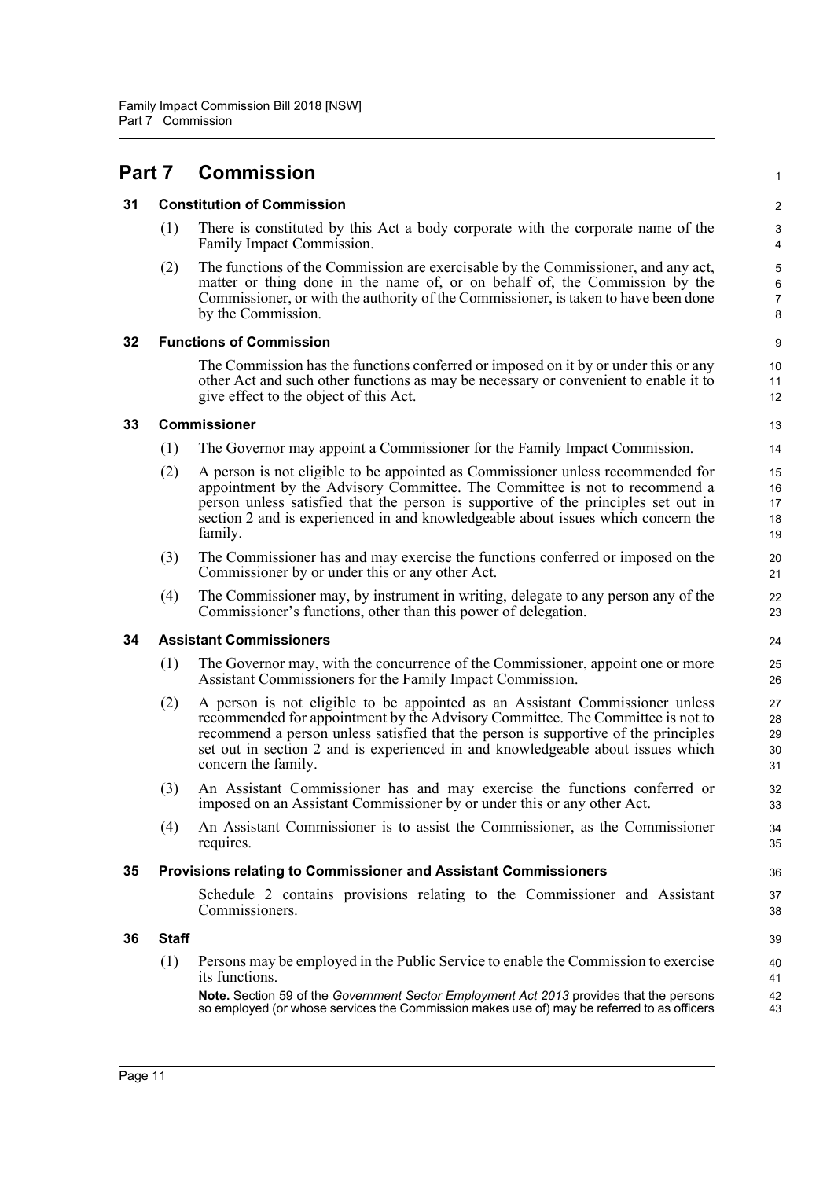# Part 7 Commission

### 31 Constitution of Commission

(1) There is constituted by this Act a body corporate with the corporate name of the Family Impact Commission.

(2) The functions of the Commission are exercisable by the Commissioner, and any act, matter or thing done in the name of, or on behalf of, the Commission by the Commissioner, or with the authority of the Commissioner, is taken to have been done by the Commission.

### 32 Functions of Commission

The Commission has the functions conferred or imposed on it by or under this or any other Act and such other functions as may be necessary or convenient to enable it to give effect to the object of this Act.

### 33 Commissioner

(1) The Governor may appoint a Commissioner for the Family Impact Commission.

(2) A person is not eligible to be appointed as Commissioner unless recommended for appointment by the Advisory Committee. The Committee is not to recommend a person unless satisfied that the person is supportive of the principles set out in section 2 and is experienced in and knowledgeable about issues which concern the family.

(3) The Commissioner has and may exercise the functions conferred or imposed on the Commissioner by or under this or any other Act.

(4) The Commissioner may, by instrument in writing, delegate to any person any of the Commissioner's functions, other than this power of delegation.

### 34 Assistant Commissioners

(1) The Governor may, with the concurrence of the Commissioner, appoint one or more Assistant Commissioners for the Family Impact Commission.

(2) A person is not eligible to be appointed as an Assistant Commissioner unless recommended for appointment by the Advisory Committee. The Committee is not to recommend a person unless satisfied that the person is supportive of the principles set out in section 2 and is experienced in and knowledgeable about issues which concern the family.

(3) An Assistant Commissioner has and may exercise the functions conferred or imposed on an Assistant Commissioner by or under this or any other Act.

(4) An Assistant Commissioner is to assist the Commissioner, as the Commissioner requires.

### 35 Provisions relating to Commissioner and Assistant Commissioners

Schedule 2 contains provisions relating to the Commissioner and Assistant Commissioners.

### 36 Staff

(1) Persons may be employed in the Public Service to enable the Commission to exercise its functions.

**Note.** Section 59 of the *Government Sector Employment Act 2013* provides that the persons so employed (or whose services the Commission makes use of) may be referred to as officers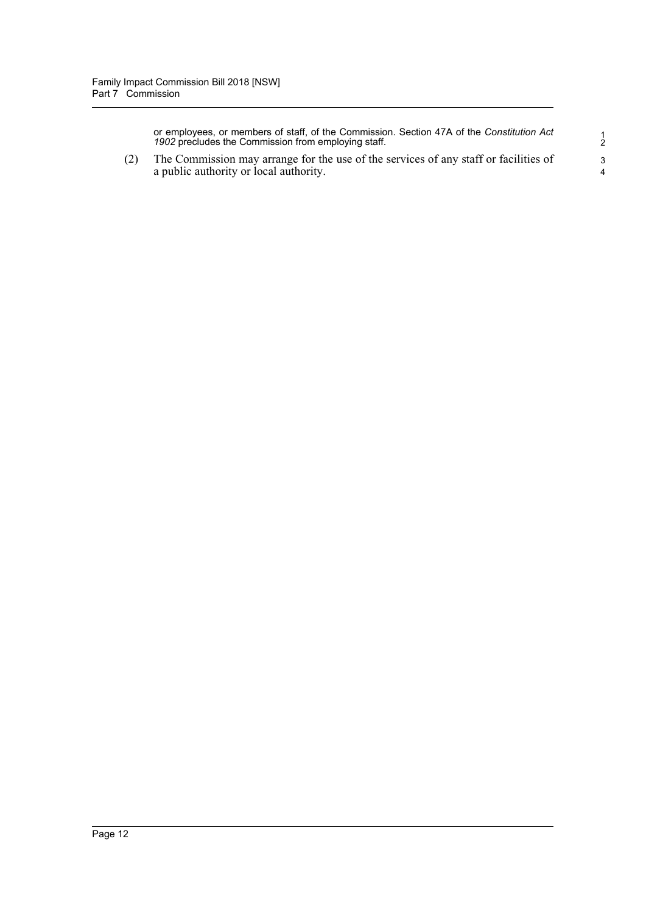or employees, or members of staff, of the Commission. Section 47A of the *Constitution Act 1902* precludes the Commission from employing staff.

(2) The Commission may arrange for the use of the services of any staff or facilities of a public authority or local authority.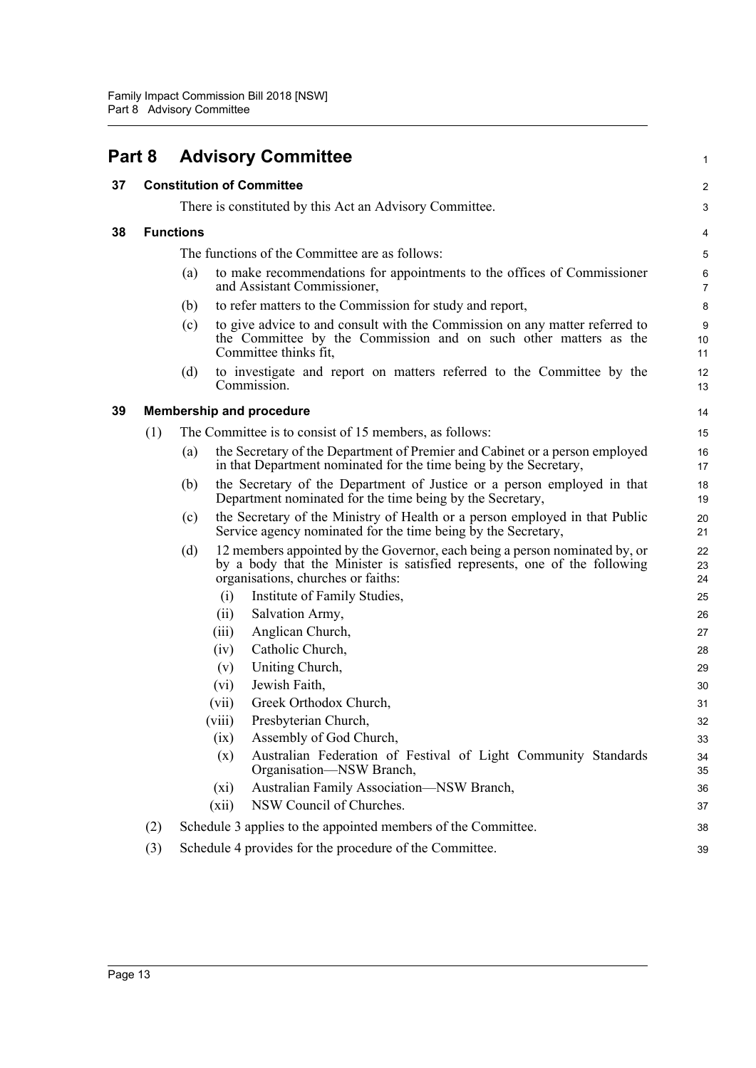# Part 8 Advisory Committee

## 37 Constitution of Committee

There is constituted by this Act an Advisory Committee.

## 38 Functions

The functions of the Committee are as follows:

(a) to make recommendations for appointments to the offices of Commissioner and Assistant Commissioner,

(b) to refer matters to the Commission for study and report,

(c) to give advice to and consult with the Commission on any matter referred to the Committee by the Commission and on such other matters as the Committee thinks fit,

(d) to investigate and report on matters referred to the Committee by the Commission.

## 39 Membership and procedure

(1) The Committee is to consist of 15 members, as follows:

(a) the Secretary of the Department of Premier and Cabinet or a person employed in that Department nominated for the time being by the Secretary,

(b) the Secretary of the Department of Justice or a person employed in that Department nominated for the time being by the Secretary,

(c) the Secretary of the Ministry of Health or a person employed in that Public Service agency nominated for the time being by the Secretary,

(d) 12 members appointed by the Governor, each being a person nominated by, or by a body that the Minister is satisfied represents, one of the following organisations, churches or faiths:

(i) Institute of Family Studies,

(ii) Salvation Army,

(iii) Anglican Church,

(iv) Catholic Church,

(v) Uniting Church,

(vi) Jewish Faith,

(vii) Greek Orthodox Church,

(viii) Presbyterian Church,

(ix) Assembly of God Church,

(x) Australian Federation of Festival of Light Community Standards Organisation—NSW Branch,

(xi) Australian Family Association—NSW Branch,

(xii) NSW Council of Churches.

(2) Schedule 3 applies to the appointed members of the Committee.

(3) Schedule 4 provides for the procedure of the Committee.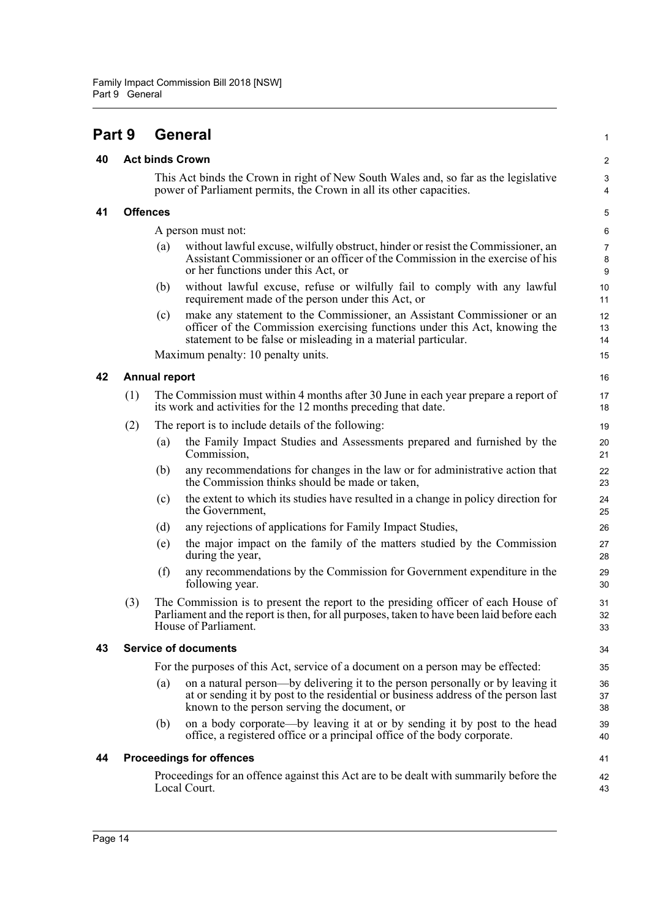# Part 9 General

## 40 Act binds Crown

This Act binds the Crown in right of New South Wales and, so far as the legislative power of Parliament permits, the Crown in all its other capacities.

## 41 Offences

A person must not:

(a) without lawful excuse, wilfully obstruct, hinder or resist the Commissioner, an Assistant Commissioner or an officer of the Commission in the exercise of his or her functions under this Act, or

(b) without lawful excuse, refuse or wilfully fail to comply with any lawful requirement made of the person under this Act, or

(c) make any statement to the Commissioner, an Assistant Commissioner or an officer of the Commission exercising functions under this Act, knowing the statement to be false or misleading in a material particular.

Maximum penalty: 10 penalty units.

## 42 Annual report

(1) The Commission must within 4 months after 30 June in each year prepare a report of its work and activities for the 12 months preceding that date.

(2) The report is to include details of the following:

(a) the Family Impact Studies and Assessments prepared and furnished by the Commission,

(b) any recommendations for changes in the law or for administrative action that the Commission thinks should be made or taken,

(c) the extent to which its studies have resulted in a change in policy direction for the Government,

(d) any rejections of applications for Family Impact Studies,

(e) the major impact on the family of the matters studied by the Commission during the year,

(f) any recommendations by the Commission for Government expenditure in the following year.

(3) The Commission is to present the report to the presiding officer of each House of Parliament and the report is then, for all purposes, taken to have been laid before each House of Parliament.

## 43 Service of documents

For the purposes of this Act, service of a document on a person may be effected:

(a) on a natural person—by delivering it to the person personally or by leaving it at or sending it by post to the residential or business address of the person last known to the person serving the document, or

(b) on a body corporate—by leaving it at or by sending it by post to the head office, a registered office or a principal office of the body corporate.

## 44 Proceedings for offences

Proceedings for an offence against this Act are to be dealt with summarily before the Local Court.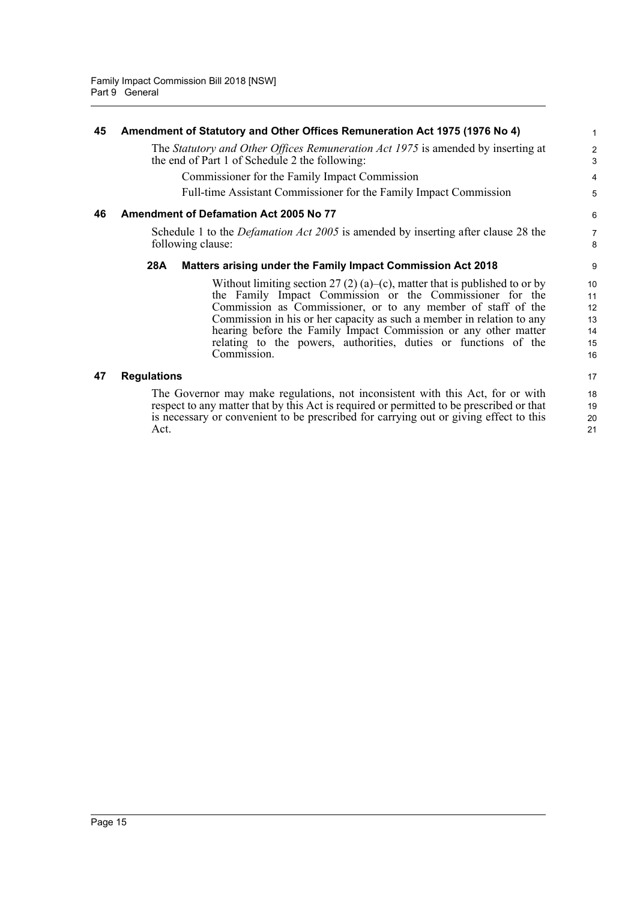### 45 Amendment of Statutory and Other Offices Remuneration Act 1975 (1976 No 4)

The *Statutory and Other Offices Remuneration Act 1975* is amended by inserting at the end of Part 1 of Schedule 2 the following:

Commissioner for the Family Impact Commission

Full-time Assistant Commissioner for the Family Impact Commission

### 46 Amendment of Defamation Act 2005 No 77

Schedule 1 to the *Defamation Act 2005* is amended by inserting after clause 28 the following clause:

#### 28A Matters arising under the Family Impact Commission Act 2018

Without limiting section 27 (2) (a)–(c), matter that is published to or by the Family Impact Commission or the Commissioner for the Commission as Commissioner, or to any member of staff of the Commission in his or her capacity as such a member in relation to any hearing before the Family Impact Commission or any other matter relating to the powers, authorities, duties or functions of the Commission.

### 47 Regulations

The Governor may make regulations, not inconsistent with this Act, for or with respect to any matter that by this Act is required or permitted to be prescribed or that is necessary or convenient to be prescribed for carrying out or giving effect to this Act.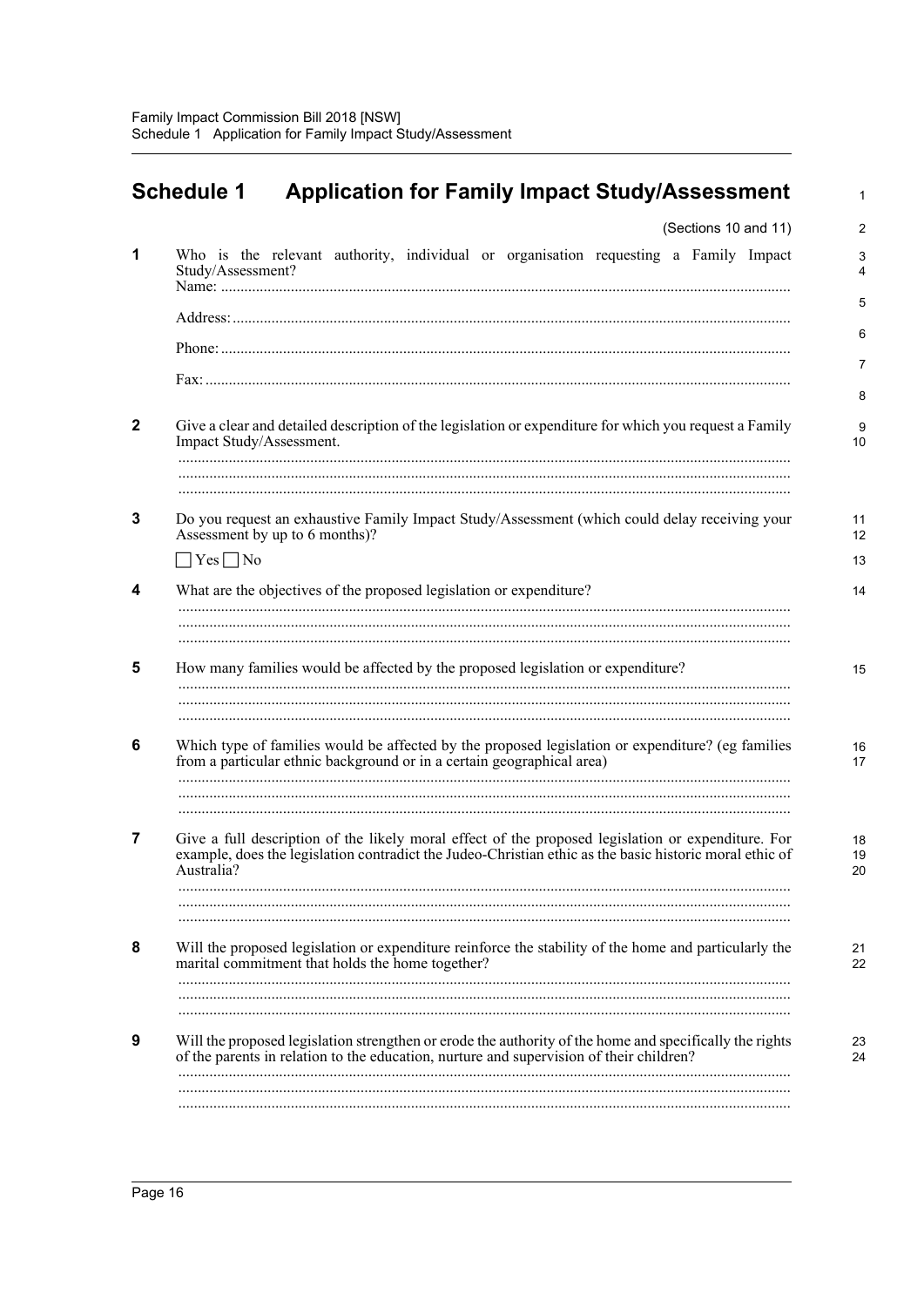# Schedule 1 Application for Family Impact Study/Assessment

(Sections 10 and 11)

**1** Who is the relevant authority, individual or organisation requesting a Family Impact Study/Assessment?

Name: ..................................................................................................................................

Address: ..............................................................................................................................

Phone: .................................................................................................................................

Fax: .....................................................................................................................................

**2** Give a clear and detailed description of the legislation or expenditure for which you request a Family Impact Study/Assessment.

............................................................................................................................................
............................................................................................................................................
............................................................................................................................................

**3** Do you request an exhaustive Family Impact Study/Assessment (which could delay receiving your Assessment by up to 6 months)?

☐ Yes ☐ No

**4** What are the objectives of the proposed legislation or expenditure?

............................................................................................................................................
............................................................................................................................................
............................................................................................................................................

**5** How many families would be affected by the proposed legislation or expenditure?

............................................................................................................................................
............................................................................................................................................
............................................................................................................................................

**6** Which type of families would be affected by the proposed legislation or expenditure? (eg families from a particular ethnic background or in a certain geographical area)

............................................................................................................................................
............................................................................................................................................
............................................................................................................................................

**7** Give a full description of the likely moral effect of the proposed legislation or expenditure. For example, does the legislation contradict the Judeo-Christian ethic as the basic historic moral ethic of Australia?

............................................................................................................................................
............................................................................................................................................
............................................................................................................................................

**8** Will the proposed legislation or expenditure reinforce the stability of the home and particularly the marital commitment that holds the home together?

............................................................................................................................................
............................................................................................................................................
............................................................................................................................................

**9** Will the proposed legislation strengthen or erode the authority of the home and specifically the rights of the parents in relation to the education, nurture and supervision of their children?

............................................................................................................................................
............................................................................................................................................
............................................................................................................................................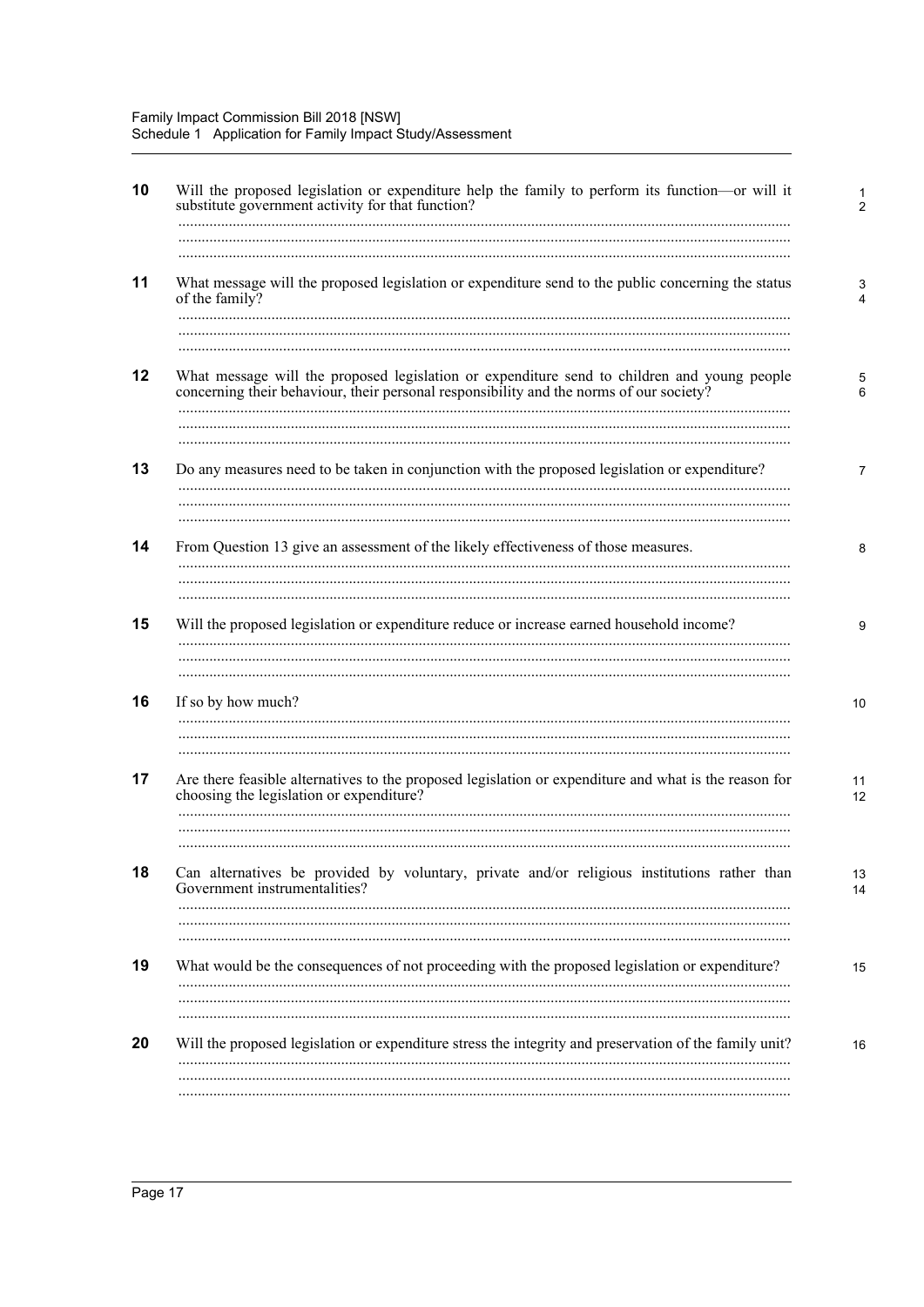**10** Will the proposed legislation or expenditure help the family to perform its function—or will it substitute government activity for that function?

..............................................................................................................................................
..............................................................................................................................................
..............................................................................................................................................

**11** What message will the proposed legislation or expenditure send to the public concerning the status of the family?

..............................................................................................................................................
..............................................................................................................................................
..............................................................................................................................................

**12** What message will the proposed legislation or expenditure send to children and young people concerning their behaviour, their personal responsibility and the norms of our society?

..............................................................................................................................................
..............................................................................................................................................
..............................................................................................................................................

**13** Do any measures need to be taken in conjunction with the proposed legislation or expenditure?

..............................................................................................................................................
..............................................................................................................................................
..............................................................................................................................................

**14** From Question 13 give an assessment of the likely effectiveness of those measures.

..............................................................................................................................................
..............................................................................................................................................
..............................................................................................................................................

**15** Will the proposed legislation or expenditure reduce or increase earned household income?

..............................................................................................................................................
..............................................................................................................................................
..............................................................................................................................................

**16** If so by how much?

..............................................................................................................................................
..............................................................................................................................................
..............................................................................................................................................

**17** Are there feasible alternatives to the proposed legislation or expenditure and what is the reason for choosing the legislation or expenditure?

..............................................................................................................................................
..............................................................................................................................................
..............................................................................................................................................

**18** Can alternatives be provided by voluntary, private and/or religious institutions rather than Government instrumentalities?

..............................................................................................................................................
..............................................................................................................................................
..............................................................................................................................................

**19** What would be the consequences of not proceeding with the proposed legislation or expenditure?

..............................................................................................................................................
..............................................................................................................................................
..............................................................................................................................................

**20** Will the proposed legislation or expenditure stress the integrity and preservation of the family unit?

..............................................................................................................................................
..............................................................................................................................................
..............................................................................................................................................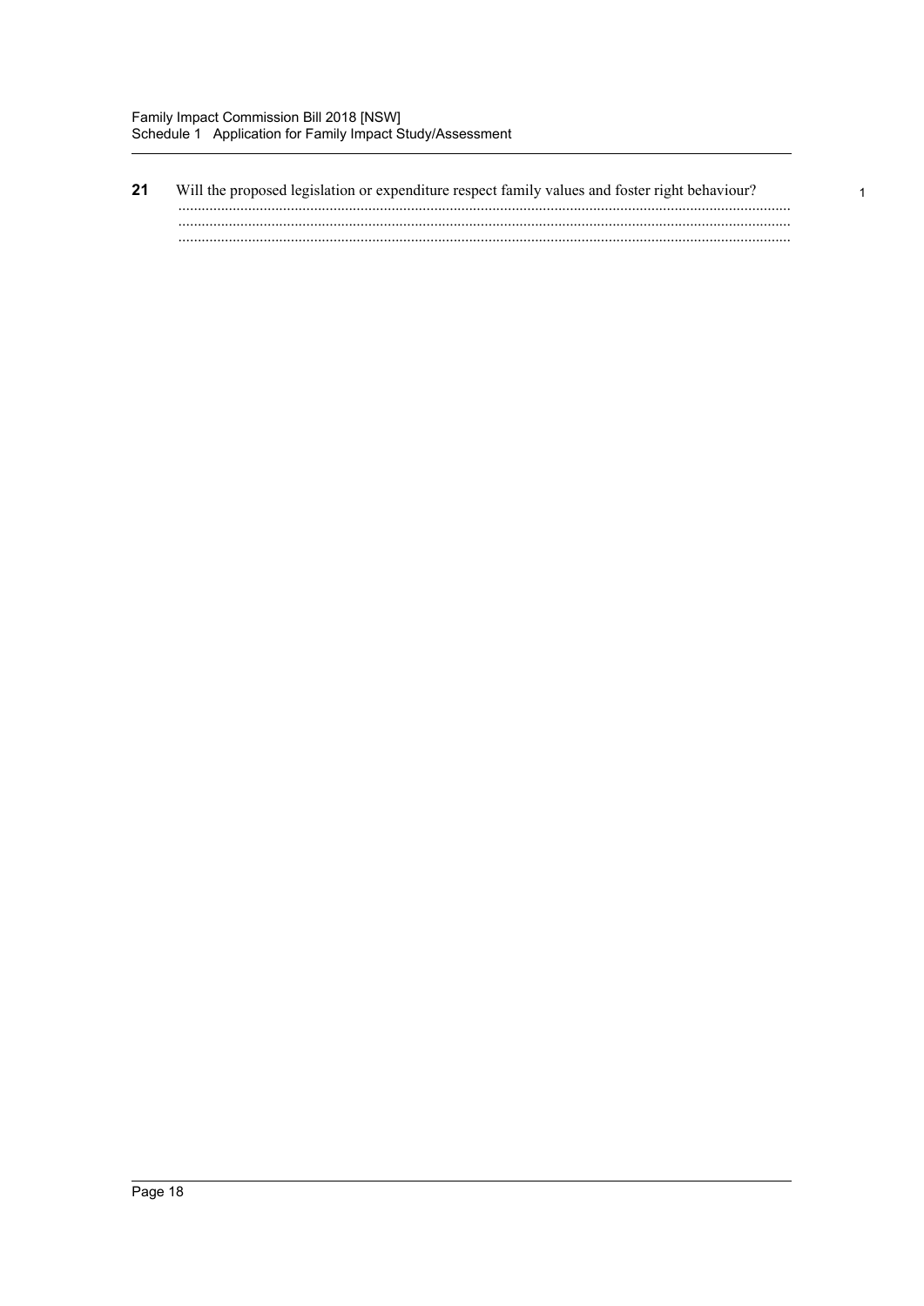**21** Will the proposed legislation or expenditure respect family values and foster right behaviour?

.............................................................................................................................................................

.............................................................................................................................................................

.............................................................................................................................................................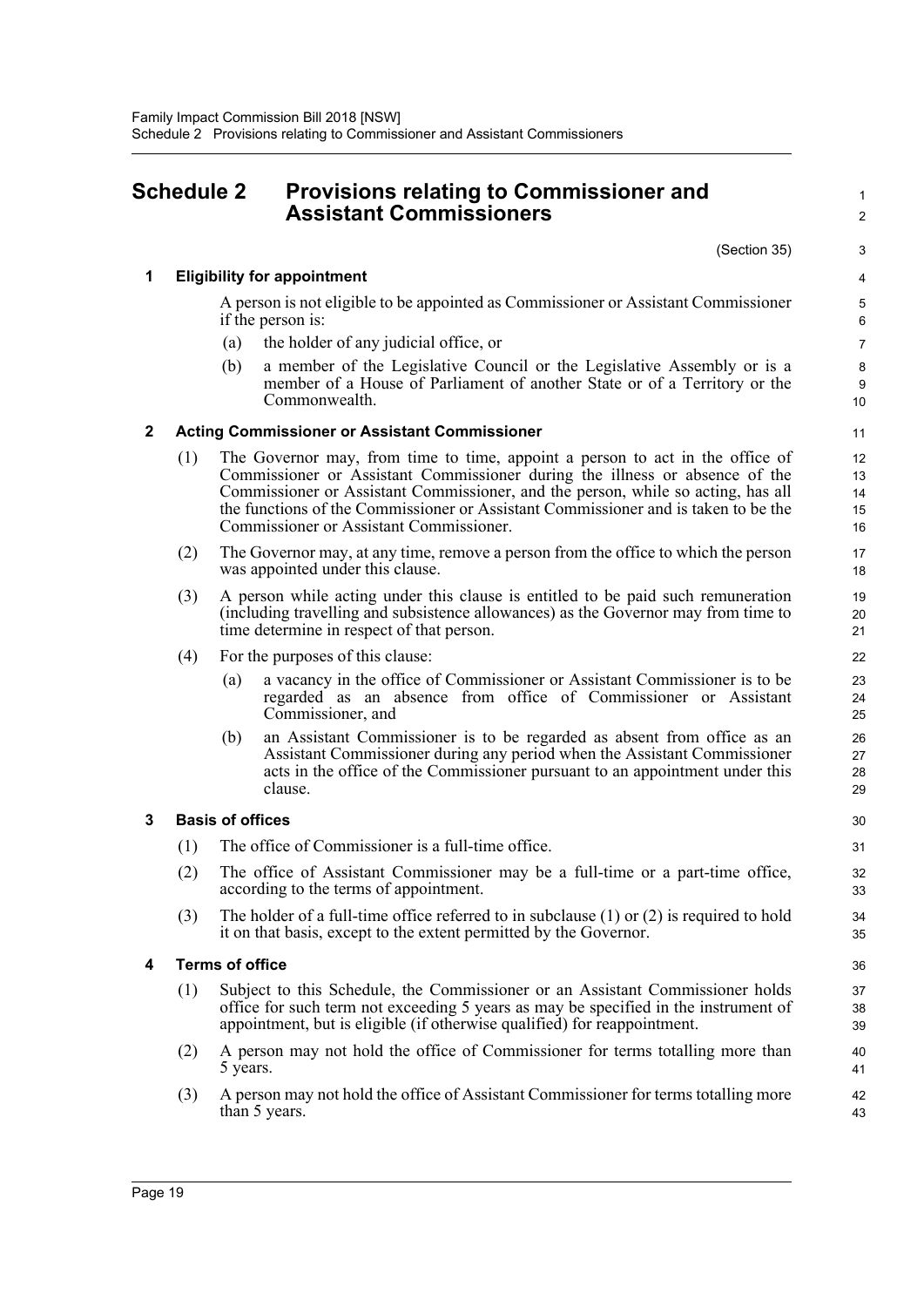# Schedule 2 Provisions relating to Commissioner and Assistant Commissioners

(Section 35)

## 1 Eligibility for appointment

A person is not eligible to be appointed as Commissioner or Assistant Commissioner if the person is:

- (a) the holder of any judicial office, or
- (b) a member of the Legislative Council or the Legislative Assembly or is a member of a House of Parliament of another State or of a Territory or the Commonwealth.

## 2 Acting Commissioner or Assistant Commissioner

(1) The Governor may, from time to time, appoint a person to act in the office of Commissioner or Assistant Commissioner during the illness or absence of the Commissioner or Assistant Commissioner, and the person, while so acting, has all the functions of the Commissioner or Assistant Commissioner and is taken to be the Commissioner or Assistant Commissioner.

(2) The Governor may, at any time, remove a person from the office to which the person was appointed under this clause.

(3) A person while acting under this clause is entitled to be paid such remuneration (including travelling and subsistence allowances) as the Governor may from time to time determine in respect of that person.

(4) For the purposes of this clause:

- (a) a vacancy in the office of Commissioner or Assistant Commissioner is to be regarded as an absence from office of Commissioner or Assistant Commissioner, and
- (b) an Assistant Commissioner is to be regarded as absent from office as an Assistant Commissioner during any period when the Assistant Commissioner acts in the office of the Commissioner pursuant to an appointment under this clause.

## 3 Basis of offices

(1) The office of Commissioner is a full-time office.

(2) The office of Assistant Commissioner may be a full-time or a part-time office, according to the terms of appointment.

(3) The holder of a full-time office referred to in subclause (1) or (2) is required to hold it on that basis, except to the extent permitted by the Governor.

## 4 Terms of office

(1) Subject to this Schedule, the Commissioner or an Assistant Commissioner holds office for such term not exceeding 5 years as may be specified in the instrument of appointment, but is eligible (if otherwise qualified) for reappointment.

(2) A person may not hold the office of Commissioner for terms totalling more than 5 years.

(3) A person may not hold the office of Assistant Commissioner for terms totalling more than 5 years.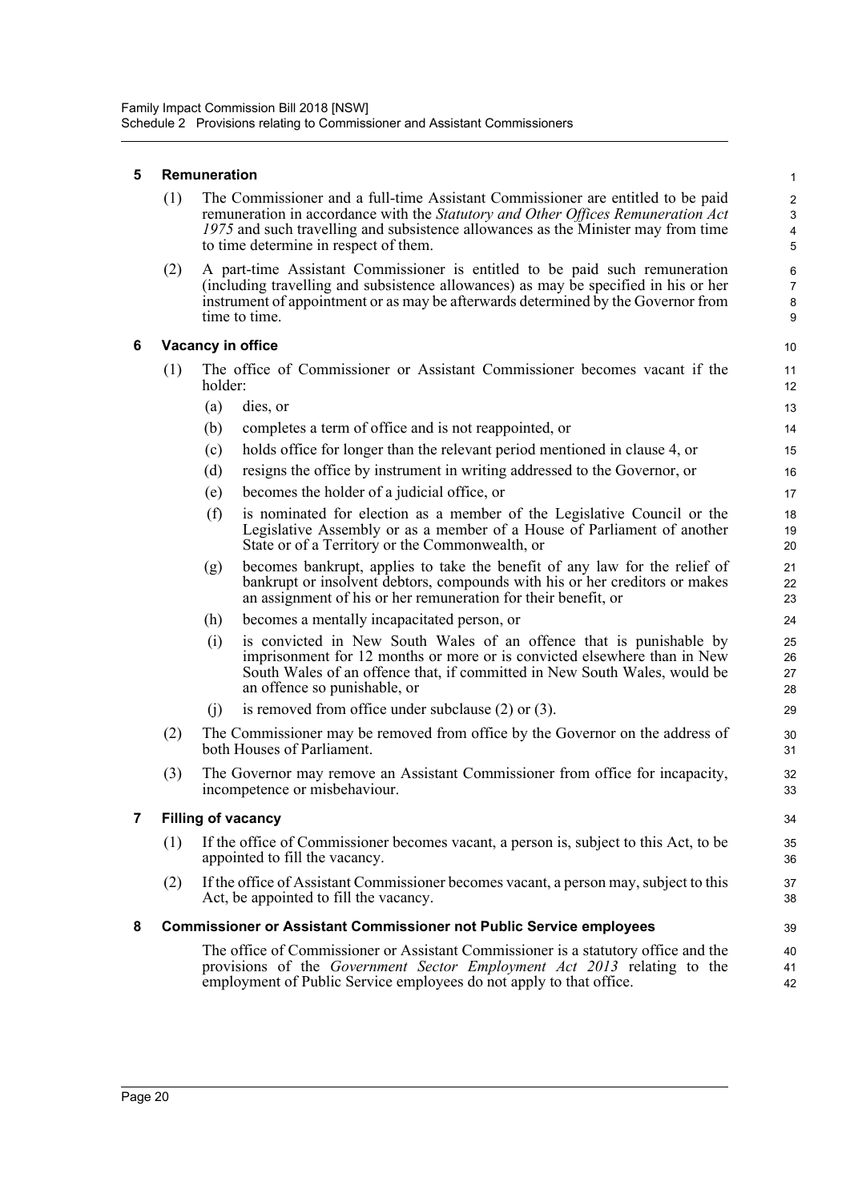### 5 Remuneration

(1) The Commissioner and a full-time Assistant Commissioner are entitled to be paid remuneration in accordance with the *Statutory and Other Offices Remuneration Act 1975* and such travelling and subsistence allowances as the Minister may from time to time determine in respect of them.

(2) A part-time Assistant Commissioner is entitled to be paid such remuneration (including travelling and subsistence allowances) as may be specified in his or her instrument of appointment or as may be afterwards determined by the Governor from time to time.

### 6 Vacancy in office

(1) The office of Commissioner or Assistant Commissioner becomes vacant if the holder:

- (a) dies, or
- (b) completes a term of office and is not reappointed, or
- (c) holds office for longer than the relevant period mentioned in clause 4, or
- (d) resigns the office by instrument in writing addressed to the Governor, or
- (e) becomes the holder of a judicial office, or
- (f) is nominated for election as a member of the Legislative Council or the Legislative Assembly or as a member of a House of Parliament of another State or of a Territory or the Commonwealth, or
- (g) becomes bankrupt, applies to take the benefit of any law for the relief of bankrupt or insolvent debtors, compounds with his or her creditors or makes an assignment of his or her remuneration for their benefit, or
- (h) becomes a mentally incapacitated person, or
- (i) is convicted in New South Wales of an offence that is punishable by imprisonment for 12 months or more or is convicted elsewhere than in New South Wales of an offence that, if committed in New South Wales, would be an offence so punishable, or
- (j) is removed from office under subclause (2) or (3).

(2) The Commissioner may be removed from office by the Governor on the address of both Houses of Parliament.

(3) The Governor may remove an Assistant Commissioner from office for incapacity, incompetence or misbehaviour.

### 7 Filling of vacancy

(1) If the office of Commissioner becomes vacant, a person is, subject to this Act, to be appointed to fill the vacancy.

(2) If the office of Assistant Commissioner becomes vacant, a person may, subject to this Act, be appointed to fill the vacancy.

### 8 Commissioner or Assistant Commissioner not Public Service employees

The office of Commissioner or Assistant Commissioner is a statutory office and the provisions of the *Government Sector Employment Act 2013* relating to the employment of Public Service employees do not apply to that office.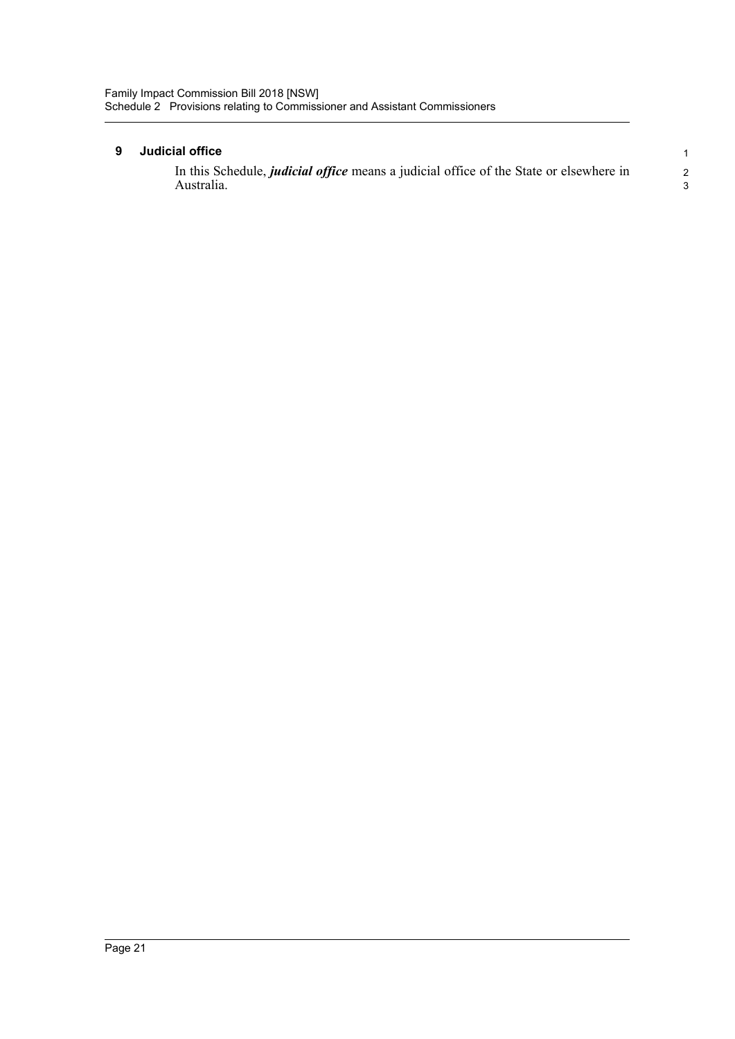### 9 Judicial office

In this Schedule, ***judicial office*** means a judicial office of the State or elsewhere in Australia.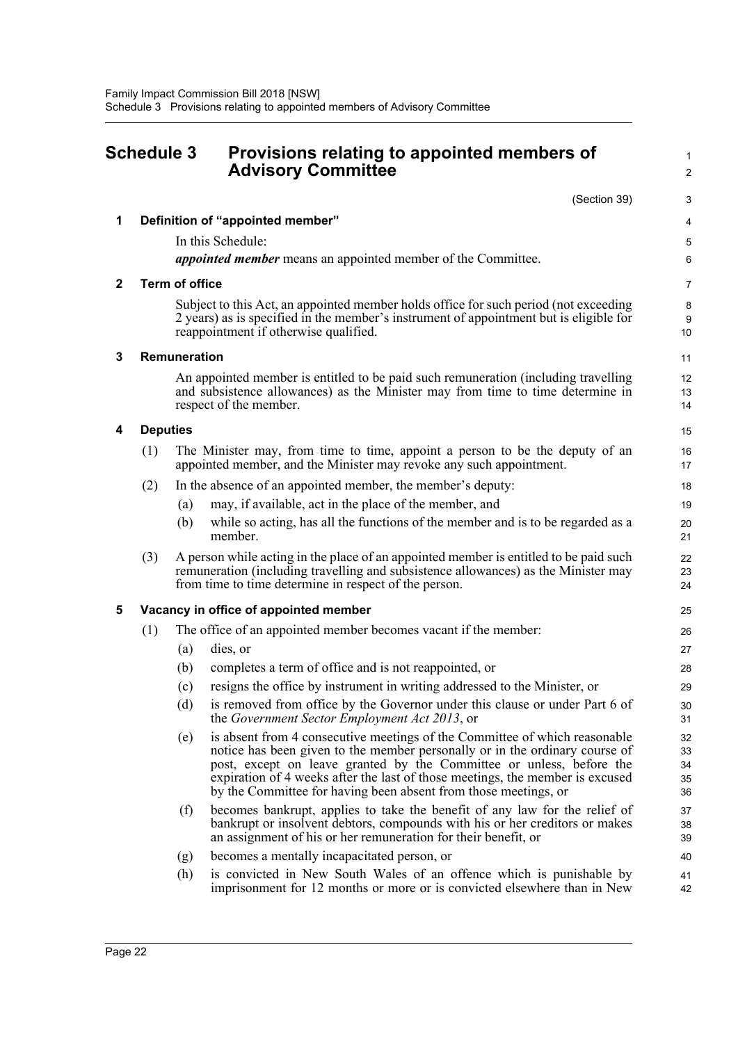# Schedule 3 Provisions relating to appointed members of Advisory Committee

(Section 39)

## 1 Definition of "appointed member"

In this Schedule:

***appointed member*** means an appointed member of the Committee.

## 2 Term of office

Subject to this Act, an appointed member holds office for such period (not exceeding 2 years) as is specified in the member's instrument of appointment but is eligible for reappointment if otherwise qualified.

## 3 Remuneration

An appointed member is entitled to be paid such remuneration (including travelling and subsistence allowances) as the Minister may from time to time determine in respect of the member.

## 4 Deputies

(1) The Minister may, from time to time, appoint a person to be the deputy of an appointed member, and the Minister may revoke any such appointment.

(2) In the absence of an appointed member, the member's deputy:

- (a) may, if available, act in the place of the member, and
- (b) while so acting, has all the functions of the member and is to be regarded as a member.

(3) A person while acting in the place of an appointed member is entitled to be paid such remuneration (including travelling and subsistence allowances) as the Minister may from time to time determine in respect of the person.

## 5 Vacancy in office of appointed member

(1) The office of an appointed member becomes vacant if the member:

- (a) dies, or
- (b) completes a term of office and is not reappointed, or
- (c) resigns the office by instrument in writing addressed to the Minister, or
- (d) is removed from office by the Governor under this clause or under Part 6 of the *Government Sector Employment Act 2013*, or
- (e) is absent from 4 consecutive meetings of the Committee of which reasonable notice has been given to the member personally or in the ordinary course of post, except on leave granted by the Committee or unless, before the expiration of 4 weeks after the last of those meetings, the member is excused by the Committee for having been absent from those meetings, or
- (f) becomes bankrupt, applies to take the benefit of any law for the relief of bankrupt or insolvent debtors, compounds with his or her creditors or makes an assignment of his or her remuneration for their benefit, or
- (g) becomes a mentally incapacitated person, or
- (h) is convicted in New South Wales of an offence which is punishable by imprisonment for 12 months or more or is convicted elsewhere than in New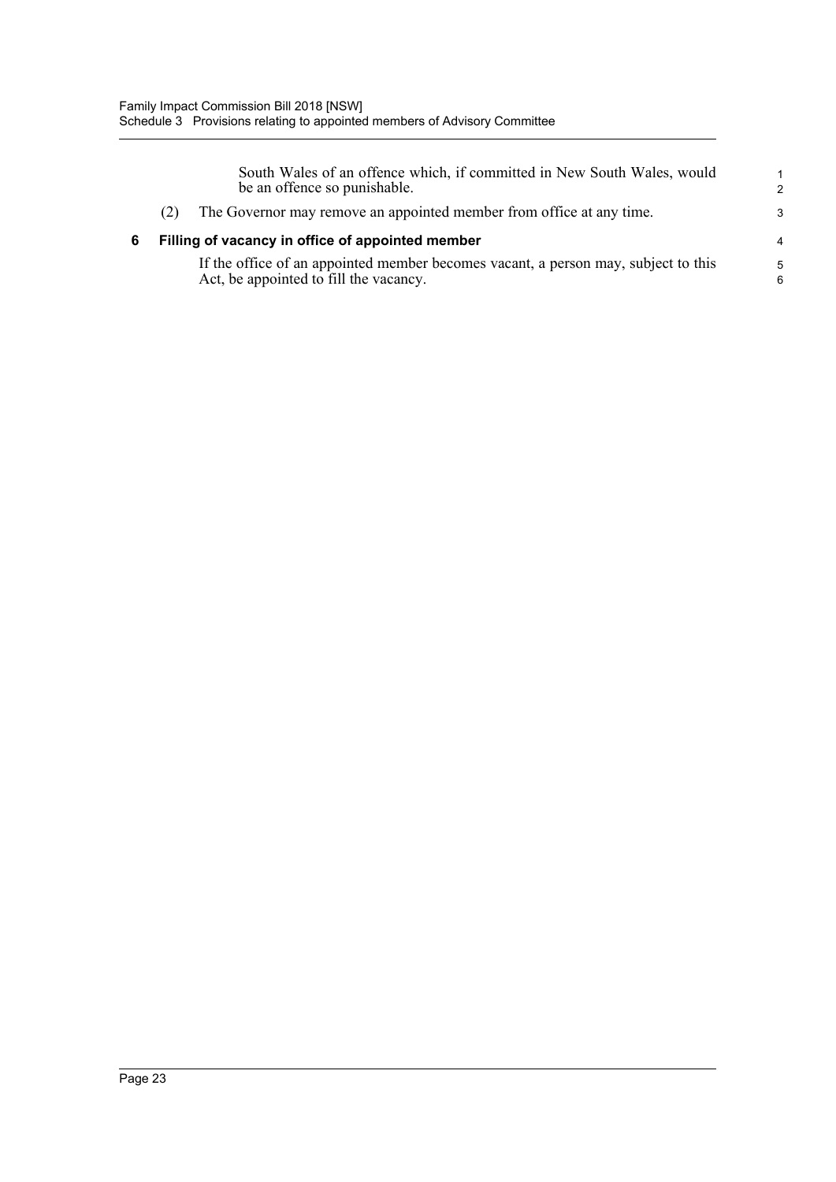South Wales of an offence which, if committed in New South Wales, would be an offence so punishable.

(2) The Governor may remove an appointed member from office at any time.

### 6 Filling of vacancy in office of appointed member

If the office of an appointed member becomes vacant, a person may, subject to this Act, be appointed to fill the vacancy.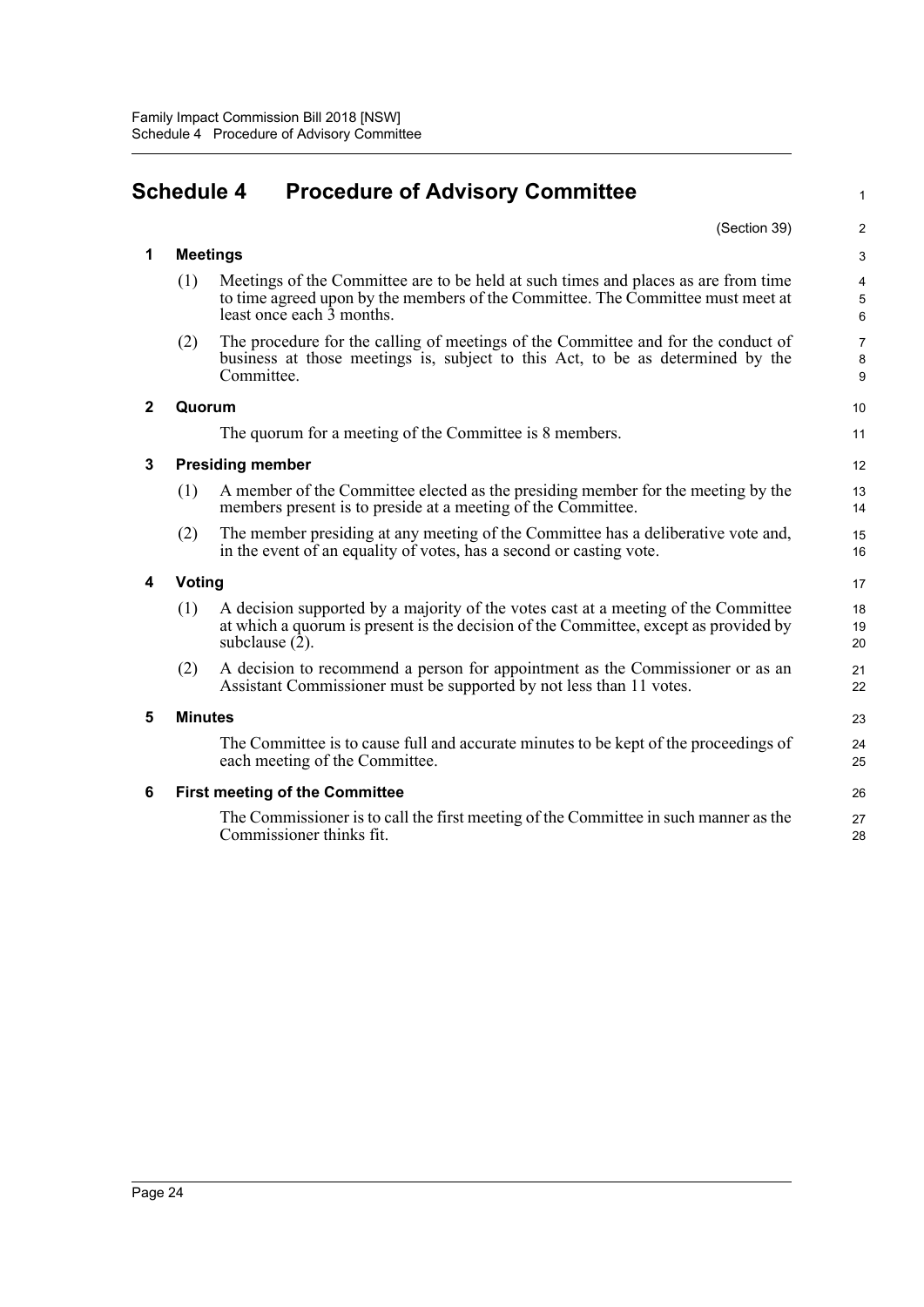# Schedule 4 Procedure of Advisory Committee

(Section 39)

### 1 Meetings

(1) Meetings of the Committee are to be held at such times and places as are from time to time agreed upon by the members of the Committee. The Committee must meet at least once each 3 months.

(2) The procedure for the calling of meetings of the Committee and for the conduct of business at those meetings is, subject to this Act, to be as determined by the Committee.

### 2 Quorum

The quorum for a meeting of the Committee is 8 members.

### 3 Presiding member

(1) A member of the Committee elected as the presiding member for the meeting by the members present is to preside at a meeting of the Committee.

(2) The member presiding at any meeting of the Committee has a deliberative vote and, in the event of an equality of votes, has a second or casting vote.

### 4 Voting

(1) A decision supported by a majority of the votes cast at a meeting of the Committee at which a quorum is present is the decision of the Committee, except as provided by subclause (2).

(2) A decision to recommend a person for appointment as the Commissioner or as an Assistant Commissioner must be supported by not less than 11 votes.

### 5 Minutes

The Committee is to cause full and accurate minutes to be kept of the proceedings of each meeting of the Committee.

### 6 First meeting of the Committee

The Commissioner is to call the first meeting of the Committee in such manner as the Commissioner thinks fit.